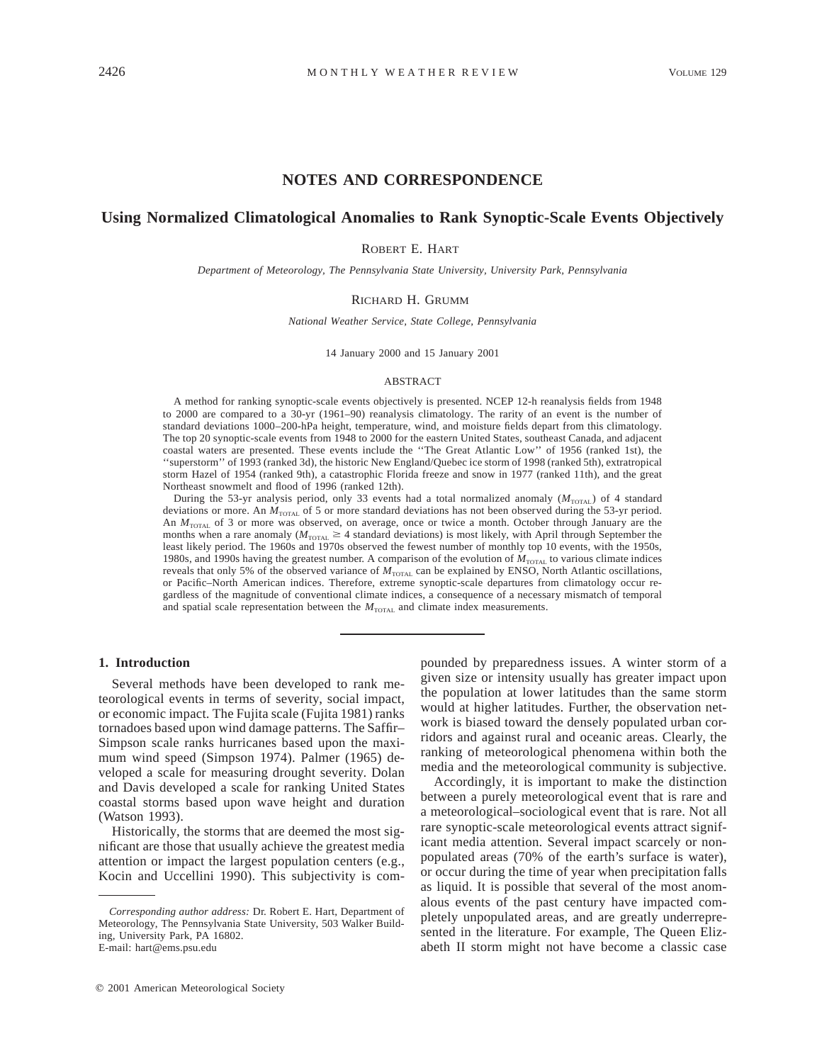# NOTES AND CORRESPONDENCE

## Using Normalized Climatological Anomalies to Rank Synoptic-Scale Events Objectively

ROBERT E. HART

*Department of Meteorology, The Pennsylvania State University, University Park, Pennsylvania*

RICHARD H. GRUMM

*National Weather Service, State College, Pennsylvania*

14 January 2000 and 15 January 2001

### ABSTRACT

A method for ranking synoptic-scale events objectively is presented. NCEP 12-h reanalysis fields from 1948 to 2000 are compared to a 30-yr (1961–90) reanalysis climatology. The rarity of an event is the number of standard deviations 1000–200-hPa height, temperature, wind, and moisture fields depart from this climatology. The top 20 synoptic-scale events from 1948 to 2000 for the eastern United States, southeast Canada, and adjacent coastal waters are presented. These events include the ''The Great Atlantic Low'' of 1956 (ranked 1st), the ''superstorm'' of 1993 (ranked 3d), the historic New England/Quebec ice storm of 1998 (ranked 5th), extratropical storm Hazel of 1954 (ranked 9th), a catastrophic Florida freeze and snow in 1977 (ranked 11th), and the great Northeast snowmelt and flood of 1996 (ranked 12th).

During the 53-yr analysis period, only 33 events had a total normalized anomaly ($M_{\mathrm{TOTAL}}$) of 4 standard deviations or more. An $M_{\mathrm{TOTAL}}$ of 5 or more standard deviations has not been observed during the 53-yr period. An $M_{\mathrm{TOTAL}}$ of 3 or more was observed, on average, once or twice a month. October through January are the months when a rare anomaly ($M_{\mathrm{TOTAL}} \geq 4$ standard deviations) is most likely, with April through September the least likely period. The 1960s and 1970s observed the fewest number of monthly top 10 events, with the 1950s, 1980s, and 1990s having the greatest number. A comparison of the evolution of $M_{\mathrm{TOTAL}}$ to various climate indices reveals that only 5% of the observed variance of $M_{\mathrm{TOTAL}}$ can be explained by ENSO, North Atlantic oscillations, or Pacific–North American indices. Therefore, extreme synoptic-scale departures from climatology occur regardless of the magnitude of conventional climate indices, a consequence of a necessary mismatch of temporal and spatial scale representation between the $M_{\mathrm{TOTAL}}$ and climate index measurements.

### 1. Introduction

Several methods have been developed to rank meteorological events in terms of severity, social impact, or economic impact. The Fujita scale (Fujita 1981) ranks tornadoes based upon wind damage patterns. The Saffir–Simpson scale ranks hurricanes based upon the maximum wind speed (Simpson 1974). Palmer (1965) developed a scale for measuring drought severity. Dolan and Davis developed a scale for ranking United States coastal storms based upon wave height and duration (Watson 1993).

Historically, the storms that are deemed the most significant are those that usually achieve the greatest media attention or impact the largest population centers (e.g., Kocin and Uccellini 1990). This subjectivity is compounded by preparedness issues. A winter storm of a given size or intensity usually has greater impact upon the population at lower latitudes than the same storm would at higher latitudes. Further, the observation network is biased toward the densely populated urban corridors and against rural and oceanic areas. Clearly, the ranking of meteorological phenomena within both the media and the meteorological community is subjective.

Accordingly, it is important to make the distinction between a purely meteorological event that is rare and a meteorological–sociological event that is rare. Not all rare synoptic-scale meteorological events attract significant media attention. Several impact scarcely or nonpopulated areas (70% of the earth's surface is water), or occur during the time of year when precipitation falls as liquid. It is possible that several of the most anomalous events of the past century have impacted completely unpopulated areas, and are greatly underrepresented in the literature. For example, The Queen Elizabeth II storm might not have become a classic case

*Corresponding author address:* Dr. Robert E. Hart, Department of Meteorology, The Pennsylvania State University, 503 Walker Building, University Park, PA 16802.
E-mail: hart@ems.psu.edu

© 2001 American Meteorological Society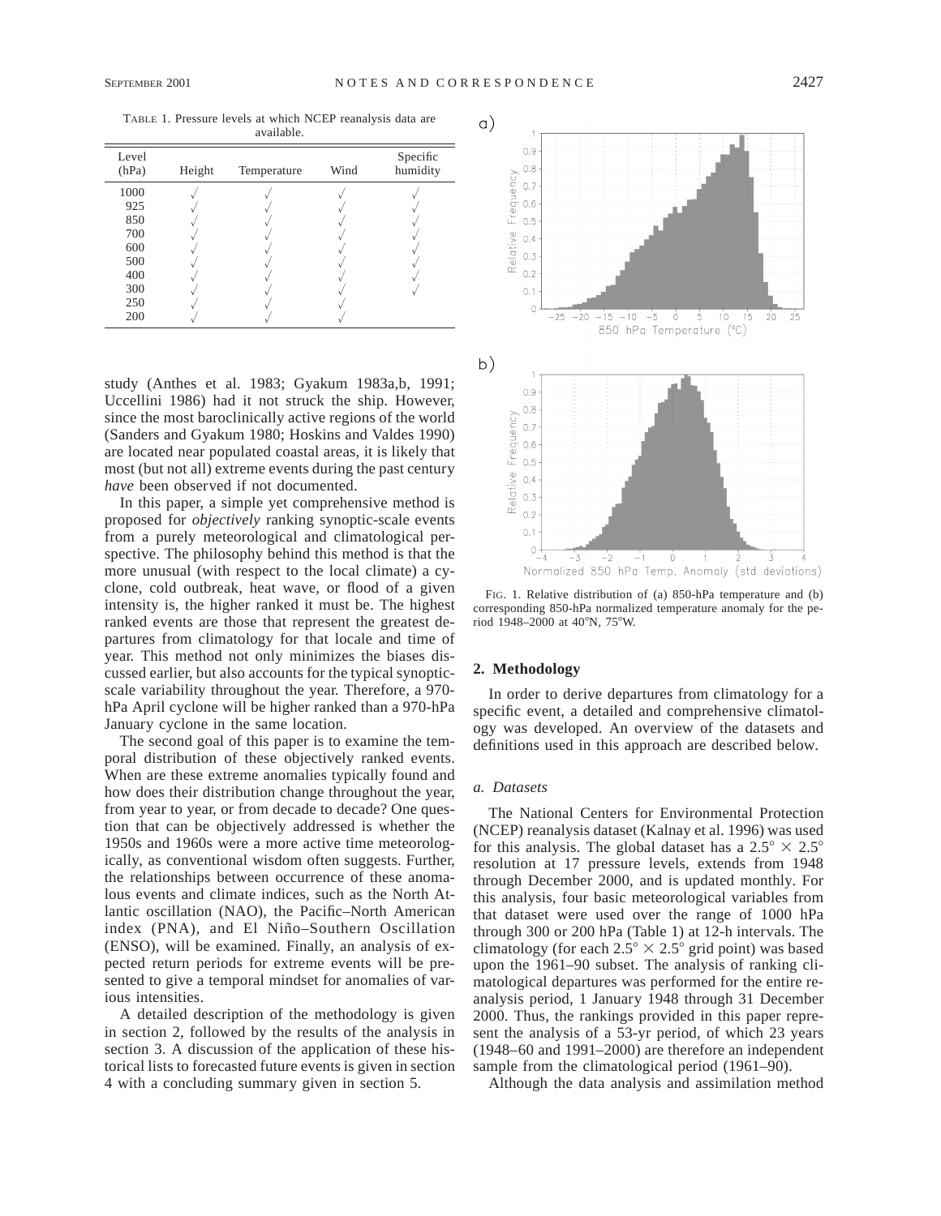TABLE 1. Pressure levels at which NCEP reanalysis data are available.

| Level (hPa) | Height | Temperature | Wind | Specific humidity |
|---|---|---|---|---|
| 1000 | √ | √ | √ | √ |
| 925 | √ | √ | √ | √ |
| 850 | √ | √ | √ | √ |
| 700 | √ | √ | √ | √ |
| 600 | √ | √ | √ | √ |
| 500 | √ | √ | √ | √ |
| 400 | √ | √ | √ | √ |
| 300 | √ | √ | √ | √ |
| 250 | √ | √ | √ | |
| 200 | √ | √ | √ | |

study (Anthes et al. 1983; Gyakum 1983a,b, 1991; Uccellini 1986) had it not struck the ship. However, since the most baroclinically active regions of the world (Sanders and Gyakum 1980; Hoskins and Valdes 1990) are located near populated coastal areas, it is likely that most (but not all) extreme events during the past century *have* been observed if not documented.

In this paper, a simple yet comprehensive method is proposed for *objectively* ranking synoptic-scale events from a purely meteorological and climatological perspective. The philosophy behind this method is that the more unusual (with respect to the local climate) a cyclone, cold outbreak, heat wave, or flood of a given intensity is, the higher ranked it must be. The highest ranked events are those that represent the greatest departures from climatology for that locale and time of year. This method not only minimizes the biases discussed earlier, but also accounts for the typical synoptic-scale variability throughout the year. Therefore, a 970-hPa April cyclone will be higher ranked than a 970-hPa January cyclone in the same location.

The second goal of this paper is to examine the temporal distribution of these objectively ranked events. When are these extreme anomalies typically found and how does their distribution change throughout the year, from year to year, or from decade to decade? One question that can be objectively addressed is whether the 1950s and 1960s were a more active time meteorologically, as conventional wisdom often suggests. Further, the relationships between occurrence of these anomalous events and climate indices, such as the North Atlantic oscillation (NAO), the Pacific–North American index (PNA), and El Niño–Southern Oscillation (ENSO), will be examined. Finally, an analysis of expected return periods for extreme events will be presented to give a temporal mindset for anomalies of various intensities.

A detailed description of the methodology is given in section 2, followed by the results of the analysis in section 3. A discussion of the application of these historical lists to forecasted future events is given in section 4 with a concluding summary given in section 5.

FIG. 1. Relative distribution of (a) 850-hPa temperature and (b) corresponding 850-hPa normalized temperature anomaly for the period 1948–2000 at 40°N, 75°W.

## 2. Methodology

In order to derive departures from climatology for a specific event, a detailed and comprehensive climatology was developed. An overview of the datasets and definitions used in this approach are described below.

### *a. Datasets*

The National Centers for Environmental Protection (NCEP) reanalysis dataset (Kalnay et al. 1996) was used for this analysis. The global dataset has a $2.5° \times 2.5°$ resolution at 17 pressure levels, extends from 1948 through December 2000, and is updated monthly. For this analysis, four basic meteorological variables from that dataset were used over the range of 1000 hPa through 300 or 200 hPa (Table 1) at 12-h intervals. The climatology (for each $2.5° \times 2.5°$ grid point) was based upon the 1961–90 subset. The analysis of ranking climatological departures was performed for the entire reanalysis period, 1 January 1948 through 31 December 2000. Thus, the rankings provided in this paper represent the analysis of a 53-yr period, of which 23 years (1948–60 and 1991–2000) are therefore an independent sample from the climatological period (1961–90).

Although the data analysis and assimilation method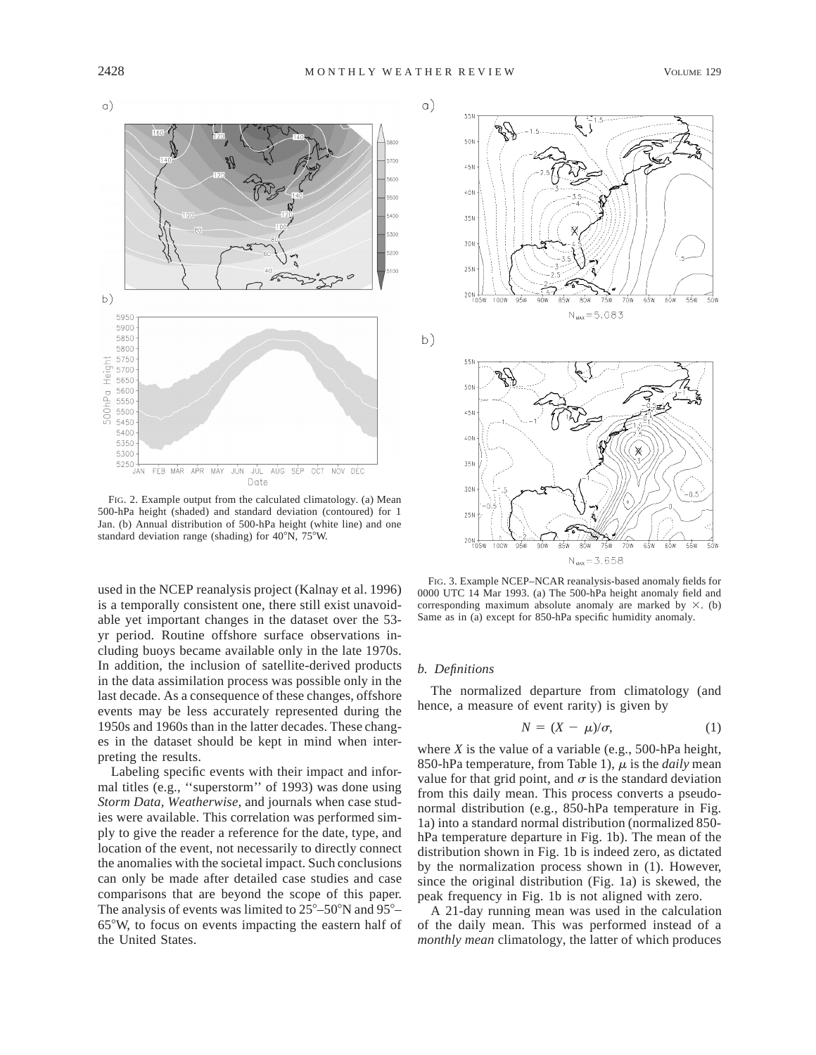FIG. 2. Example output from the calculated climatology. (a) Mean 500-hPa height (shaded) and standard deviation (contoured) for 1 Jan. (b) Annual distribution of 500-hPa height (white line) and one standard deviation range (shading) for 40°N, 75°W.

FIG. 3. Example NCEP–NCAR reanalysis-based anomaly fields for 0000 UTC 14 Mar 1993. (a) The 500-hPa height anomaly field and corresponding maximum absolute anomaly are marked by ×. (b) Same as in (a) except for 850-hPa specific humidity anomaly.

used in the NCEP reanalysis project (Kalnay et al. 1996) is a temporally consistent one, there still exist unavoidable yet important changes in the dataset over the 53-yr period. Routine offshore surface observations including buoys became available only in the late 1970s. In addition, the inclusion of satellite-derived products in the data assimilation process was possible only in the last decade. As a consequence of these changes, offshore events may be less accurately represented during the 1950s and 1960s than in the latter decades. These changes in the dataset should be kept in mind when interpreting the results.

Labeling specific events with their impact and informal titles (e.g., ''superstorm'' of 1993) was done using *Storm Data*, *Weatherwise*, and journals when case studies were available. This correlation was performed simply to give the reader a reference for the date, type, and location of the event, not necessarily to directly connect the anomalies with the societal impact. Such conclusions can only be made after detailed case studies and case comparisons that are beyond the scope of this paper. The analysis of events was limited to 25°–50°N and 95°–65°W, to focus on events impacting the eastern half of the United States.

### *b. Definitions*

The normalized departure from climatology (and hence, a measure of event rarity) is given by

$$N = (X - \mu)/\sigma, \tag{1}$$

where $X$ is the value of a variable (e.g., 500-hPa height, 850-hPa temperature, from Table 1), $\mu$ is the *daily* mean value for that grid point, and $\sigma$ is the standard deviation from this daily mean. This process converts a pseudonormal distribution (e.g., 850-hPa temperature in Fig. 1a) into a standard normal distribution (normalized 850-hPa temperature departure in Fig. 1b). The mean of the distribution shown in Fig. 1b is indeed zero, as dictated by the normalization process shown in (1). However, since the original distribution (Fig. 1a) is skewed, the peak frequency in Fig. 1b is not aligned with zero.

A 21-day running mean was used in the calculation of the daily mean. This was performed instead of a *monthly mean* climatology, the latter of which produces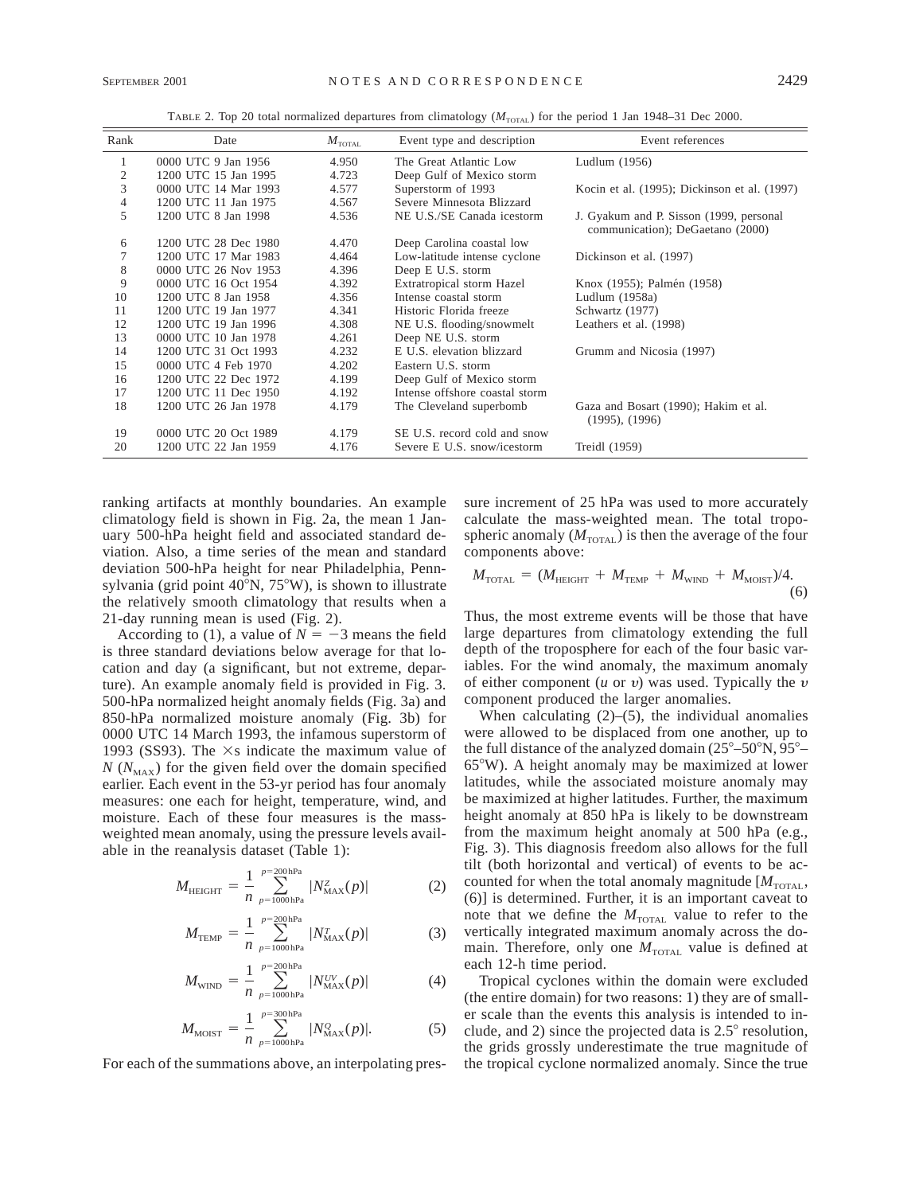TABLE 2. Top 20 total normalized departures from climatology ($M_{TOTAL}$) for the period 1 Jan 1948–31 Dec 2000.

| Rank | Date | $M_{TOTAL}$ | Event type and description | Event references |
|---|---|---|---|---|
| 1 | 0000 UTC 9 Jan 1956 | 4.950 | The Great Atlantic Low | Ludlum (1956) |
| 2 | 1200 UTC 15 Jan 1995 | 4.723 | Deep Gulf of Mexico storm | |
| 3 | 0000 UTC 14 Mar 1993 | 4.577 | Superstorm of 1993 | Kocin et al. (1995); Dickinson et al. (1997) |
| 4 | 1200 UTC 11 Jan 1975 | 4.567 | Severe Minnesota Blizzard | |
| 5 | 1200 UTC 8 Jan 1998 | 4.536 | NE U.S./SE Canada icestorm | J. Gyakum and P. Sisson (1999, personal communication); DeGaetano (2000) |
| 6 | 1200 UTC 28 Dec 1980 | 4.470 | Deep Carolina coastal low | |
| 7 | 1200 UTC 17 Mar 1983 | 4.464 | Low-latitude intense cyclone | Dickinson et al. (1997) |
| 8 | 0000 UTC 26 Nov 1953 | 4.396 | Deep E U.S. storm | |
| 9 | 0000 UTC 16 Oct 1954 | 4.392 | Extratropical storm Hazel | Knox (1955); Palmén (1958) |
| 10 | 1200 UTC 8 Jan 1958 | 4.356 | Intense coastal storm | Ludlum (1958a) |
| 11 | 1200 UTC 19 Jan 1977 | 4.341 | Historic Florida freeze | Schwartz (1977) |
| 12 | 1200 UTC 19 Jan 1996 | 4.308 | NE U.S. flooding/snowmelt | Leathers et al. (1998) |
| 13 | 0000 UTC 10 Jan 1978 | 4.261 | Deep NE U.S. storm | |
| 14 | 1200 UTC 31 Oct 1993 | 4.232 | E U.S. elevation blizzard | Grumm and Nicosia (1997) |
| 15 | 0000 UTC 4 Feb 1970 | 4.202 | Eastern U.S. storm | |
| 16 | 1200 UTC 22 Dec 1972 | 4.199 | Deep Gulf of Mexico storm | |
| 17 | 1200 UTC 11 Dec 1950 | 4.192 | Intense offshore coastal storm | |
| 18 | 1200 UTC 26 Jan 1978 | 4.179 | The Cleveland superbomb | Gaza and Bosart (1990); Hakim et al. (1995), (1996) |
| 19 | 0000 UTC 20 Oct 1989 | 4.179 | SE U.S. record cold and snow | |
| 20 | 1200 UTC 22 Jan 1959 | 4.176 | Severe E U.S. snow/icestorm | Treidl (1959) |

ranking artifacts at monthly boundaries. An example climatology field is shown in Fig. 2a, the mean 1 January 500-hPa height field and associated standard deviation. Also, a time series of the mean and standard deviation 500-hPa height for near Philadelphia, Pennsylvania (grid point 40°N, 75°W), is shown to illustrate the relatively smooth climatology that results when a 21-day running mean is used (Fig. 2).

According to (1), a value of $N = -3$ means the field is three standard deviations below average for that location and day (a significant, but not extreme, departure). An example anomaly field is provided in Fig. 3. 500-hPa normalized height anomaly fields (Fig. 3a) and 850-hPa normalized moisture anomaly (Fig. 3b) for 0000 UTC 14 March 1993, the infamous superstorm of 1993 (SS93). The ×s indicate the maximum value of $N$ ($N_{MAX}$) for the given field over the domain specified earlier. Each event in the 53-yr period has four anomaly measures: one each for height, temperature, wind, and moisture. Each of these four measures is the mass-weighted mean anomaly, using the pressure levels available in the reanalysis dataset (Table 1):

$$M_{HEIGHT} = \frac{1}{n}\sum_{p=1000\,\text{hPa}}^{p=200\,\text{hPa}} |N^{Z}_{MAX}(p)| \tag{2}$$

$$M_{TEMP} = \frac{1}{n}\sum_{p=1000\,\text{hPa}}^{p=200\,\text{hPa}} |N^{T}_{MAX}(p)| \tag{3}$$

$$M_{WIND} = \frac{1}{n}\sum_{p=1000\,\text{hPa}}^{p=200\,\text{hPa}} |N^{UV}_{MAX}(p)| \tag{4}$$

$$M_{MOIST} = \frac{1}{n}\sum_{p=1000\,\text{hPa}}^{p=300\,\text{hPa}} |N^{Q}_{MAX}(p)|. \tag{5}$$

For each of the summations above, an interpolating pressure increment of 25 hPa was used to more accurately calculate the mass-weighted mean. The total tropospheric anomaly ($M_{TOTAL}$) is then the average of the four components above:

$$M_{TOTAL} = (M_{HEIGHT} + M_{TEMP} + M_{WIND} + M_{MOIST})/4. \tag{6}$$

Thus, the most extreme events will be those that have large departures from climatology extending the full depth of the troposphere for each of the four basic variables. For the wind anomaly, the maximum anomaly of either component ($u$ or $v$) was used. Typically the $v$ component produced the larger anomalies.

When calculating (2)–(5), the individual anomalies were allowed to be displaced from one another, up to the full distance of the analyzed domain (25°–50°N, 95°–65°W). A height anomaly may be maximized at lower latitudes, while the associated moisture anomaly may be maximized at higher latitudes. Further, the maximum height anomaly at 850 hPa is likely to be downstream from the maximum height anomaly at 500 hPa (e.g., Fig. 3). This diagnosis freedom also allows for the full tilt (both horizontal and vertical) of events to be accounted for when the total anomaly magnitude [$M_{TOTAL}$, (6)] is determined. Further, it is an important caveat to note that we define the $M_{TOTAL}$ value to refer to the vertically integrated maximum anomaly across the domain. Therefore, only one $M_{TOTAL}$ value is defined at each 12-h time period.

Tropical cyclones within the domain were excluded (the entire domain) for two reasons: 1) they are of smaller scale than the events this analysis is intended to include, and 2) since the projected data is 2.5° resolution, the grids grossly underestimate the true magnitude of the tropical cyclone normalized anomaly. Since the true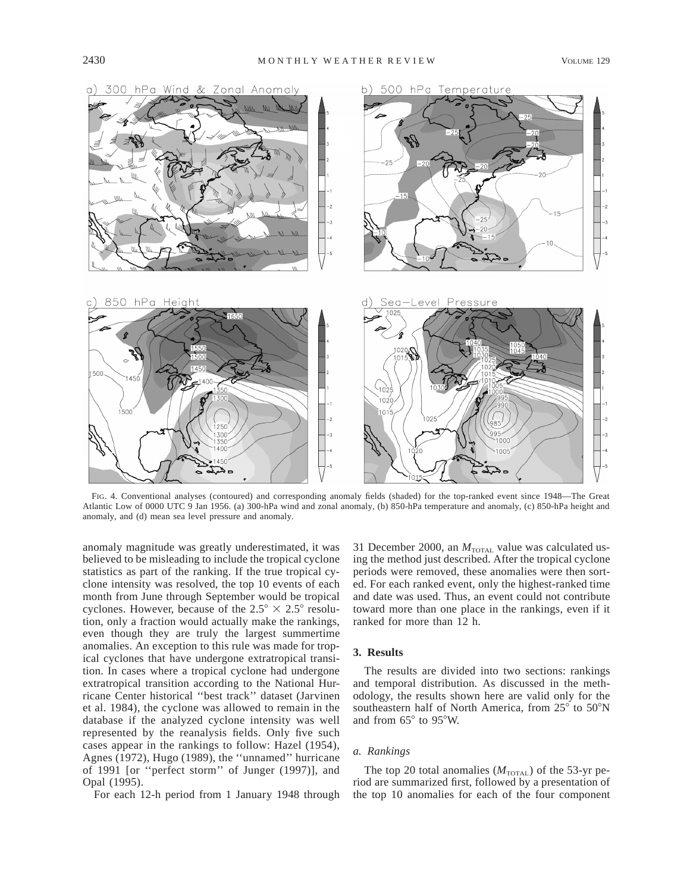FIG. 4. Conventional analyses (contoured) and corresponding anomaly fields (shaded) for the top-ranked event since 1948—The Great Atlantic Low of 0000 UTC 9 Jan 1956. (a) 300-hPa wind and zonal anomaly, (b) 850-hPa temperature and anomaly, (c) 850-hPa height and anomaly, and (d) mean sea level pressure and anomaly.

anomaly magnitude was greatly underestimated, it was believed to be misleading to include the tropical cyclone statistics as part of the ranking. If the true tropical cyclone intensity was resolved, the top 10 events of each month from June through September would be tropical cyclones. However, because of the $2.5° \times 2.5°$ resolution, only a fraction would actually make the rankings, even though they are truly the largest summertime anomalies. An exception to this rule was made for tropical cyclones that have undergone extratropical transition. In cases where a tropical cyclone had undergone extratropical transition according to the National Hurricane Center historical ''best track'' dataset (Jarvinen et al. 1984), the cyclone was allowed to remain in the database if the analyzed cyclone intensity was well represented by the reanalysis fields. Only five such cases appear in the rankings to follow: Hazel (1954), Agnes (1972), Hugo (1989), the ''unnamed'' hurricane of 1991 [or ''perfect storm'' of Junger (1997)], and Opal (1995).

For each 12-h period from 1 January 1948 through 31 December 2000, an $M_{\text{TOTAL}}$ value was calculated using the method just described. After the tropical cyclone periods were removed, these anomalies were then sorted. For each ranked event, only the highest-ranked time and date was used. Thus, an event could not contribute toward more than one place in the rankings, even if it ranked for more than 12 h.

## 3. Results

The results are divided into two sections: rankings and temporal distribution. As discussed in the methodology, the results shown here are valid only for the southeastern half of North America, from 25° to 50°N and from 65° to 95°W.

### *a. Rankings*

The top 20 total anomalies ($M_{\text{TOTAL}}$) of the 53-yr period are summarized first, followed by a presentation of the top 10 anomalies for each of the four component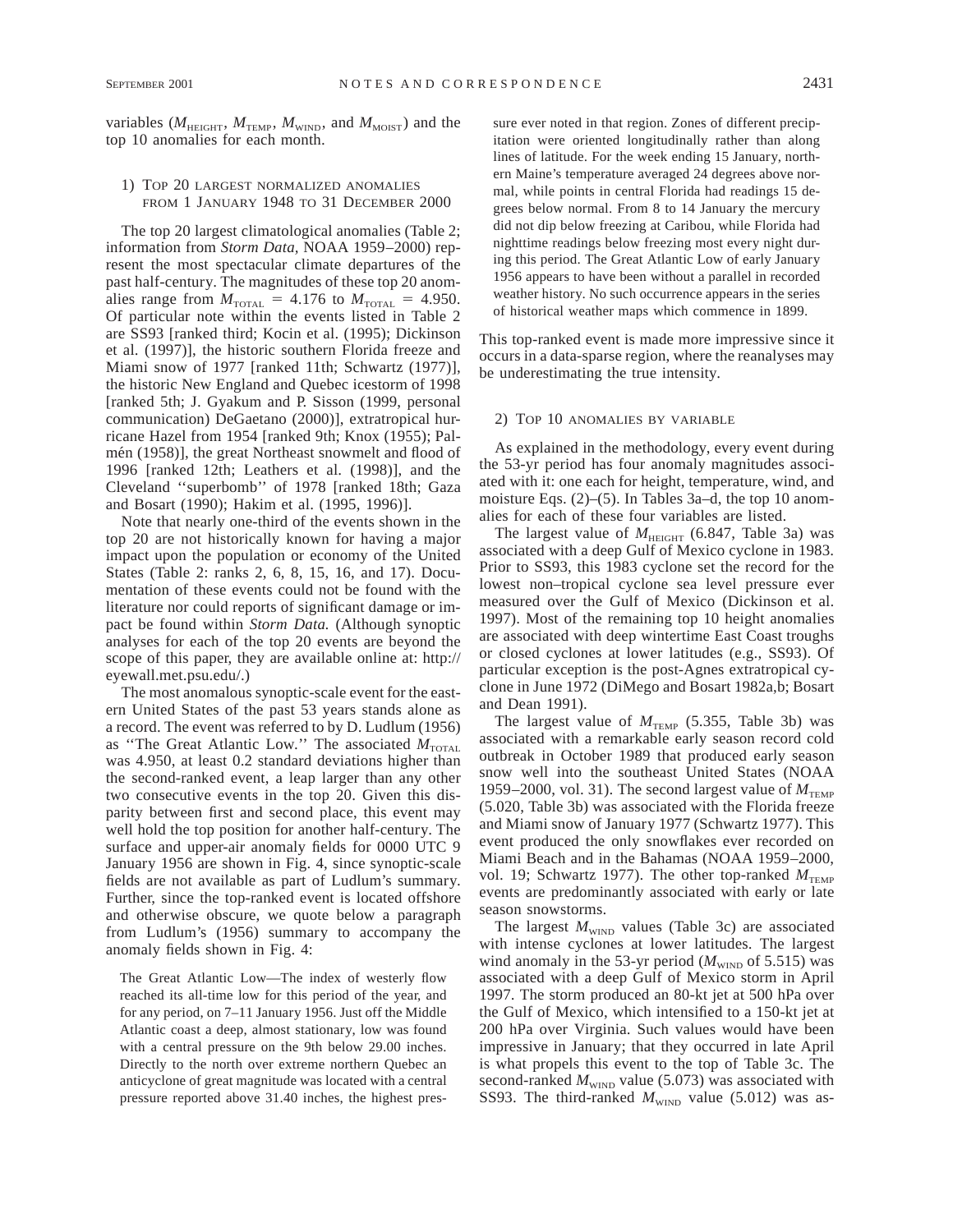variables ($M_{HEIGHT}$, $M_{TEMP}$, $M_{WIND}$, and $M_{MOIST}$) and the top 10 anomalies for each month.

### 1) Top 20 largest normalized anomalies from 1 January 1948 to 31 December 2000

The top 20 largest climatological anomalies (Table 2; information from *Storm Data*, NOAA 1959–2000) represent the most spectacular climate departures of the past half-century. The magnitudes of these top 20 anomalies range from $M_{TOTAL} = 4.176$ to $M_{TOTAL} = 4.950$. Of particular note within the events listed in Table 2 are SS93 [ranked third; Kocin et al. (1995); Dickinson et al. (1997)], the historic southern Florida freeze and Miami snow of 1977 [ranked 11th; Schwartz (1977)], the historic New England and Quebec icestorm of 1998 [ranked 5th; J. Gyakum and P. Sisson (1999, personal communication) DeGaetano (2000)], extratropical hurricane Hazel from 1954 [ranked 9th; Knox (1955); Palmén (1958)], the great Northeast snowmelt and flood of 1996 [ranked 12th; Leathers et al. (1998)], and the Cleveland ''superbomb'' of 1978 [ranked 18th; Gaza and Bosart (1990); Hakim et al. (1995, 1996)].

Note that nearly one-third of the events shown in the top 20 are not historically known for having a major impact upon the population or economy of the United States (Table 2: ranks 2, 6, 8, 15, 16, and 17). Documentation of these events could not be found with the literature nor could reports of significant damage or impact be found within *Storm Data.* (Although synoptic analyses for each of the top 20 events are beyond the scope of this paper, they are available online at: http://eyewall.met.psu.edu/.)

The most anomalous synoptic-scale event for the eastern United States of the past 53 years stands alone as a record. The event was referred to by D. Ludlum (1956) as ''The Great Atlantic Low.'' The associated $M_{TOTAL}$ was 4.950, at least 0.2 standard deviations higher than the second-ranked event, a leap larger than any other two consecutive events in the top 20. Given this disparity between first and second place, this event may well hold the top position for another half-century. The surface and upper-air anomaly fields for 0000 UTC 9 January 1956 are shown in Fig. 4, since synoptic-scale fields are not available as part of Ludlum's summary. Further, since the top-ranked event is located offshore and otherwise obscure, we quote below a paragraph from Ludlum's (1956) summary to accompany the anomaly fields shown in Fig. 4:

> The Great Atlantic Low—The index of westerly flow reached its all-time low for this period of the year, and for any period, on 7–11 January 1956. Just off the Middle Atlantic coast a deep, almost stationary, low was found with a central pressure on the 9th below 29.00 inches. Directly to the north over extreme northern Quebec an anticyclone of great magnitude was located with a central pressure reported above 31.40 inches, the highest pressure ever noted in that region. Zones of different precipitation were oriented longitudinally rather than along lines of latitude. For the week ending 15 January, northern Maine's temperature averaged 24 degrees above normal, while points in central Florida had readings 15 degrees below normal. From 8 to 14 January the mercury did not dip below freezing at Caribou, while Florida had nighttime readings below freezing most every night during this period. The Great Atlantic Low of early January 1956 appears to have been without a parallel in recorded weather history. No such occurrence appears in the series of historical weather maps which commence in 1899.

This top-ranked event is made more impressive since it occurs in a data-sparse region, where the reanalyses may be underestimating the true intensity.

### 2) Top 10 anomalies by variable

As explained in the methodology, every event during the 53-yr period has four anomaly magnitudes associated with it: one each for height, temperature, wind, and moisture Eqs. (2)–(5). In Tables 3a–d, the top 10 anomalies for each of these four variables are listed.

The largest value of $M_{HEIGHT}$ (6.847, Table 3a) was associated with a deep Gulf of Mexico cyclone in 1983. Prior to SS93, this 1983 cyclone set the record for the lowest non–tropical cyclone sea level pressure ever measured over the Gulf of Mexico (Dickinson et al. 1997). Most of the remaining top 10 height anomalies are associated with deep wintertime East Coast troughs or closed cyclones at lower latitudes (e.g., SS93). Of particular exception is the post-Agnes extratropical cyclone in June 1972 (DiMego and Bosart 1982a,b; Bosart and Dean 1991).

The largest value of $M_{TEMP}$ (5.355, Table 3b) was associated with a remarkable early season record cold outbreak in October 1989 that produced early season snow well into the southeast United States (NOAA 1959–2000, vol. 31). The second largest value of $M_{TEMP}$ (5.020, Table 3b) was associated with the Florida freeze and Miami snow of January 1977 (Schwartz 1977). This event produced the only snowflakes ever recorded on Miami Beach and in the Bahamas (NOAA 1959–2000, vol. 19; Schwartz 1977). The other top-ranked $M_{TEMP}$ events are predominantly associated with early or late season snowstorms.

The largest $M_{WIND}$ values (Table 3c) are associated with intense cyclones at lower latitudes. The largest wind anomaly in the 53-yr period ($M_{WIND}$ of 5.515) was associated with a deep Gulf of Mexico storm in April 1997. The storm produced an 80-kt jet at 500 hPa over the Gulf of Mexico, which intensified to a 150-kt jet at 200 hPa over Virginia. Such values would have been impressive in January; that they occurred in late April is what propels this event to the top of Table 3c. The second-ranked $M_{WIND}$ value (5.073) was associated with SS93. The third-ranked $M_{WIND}$ value (5.012) was as-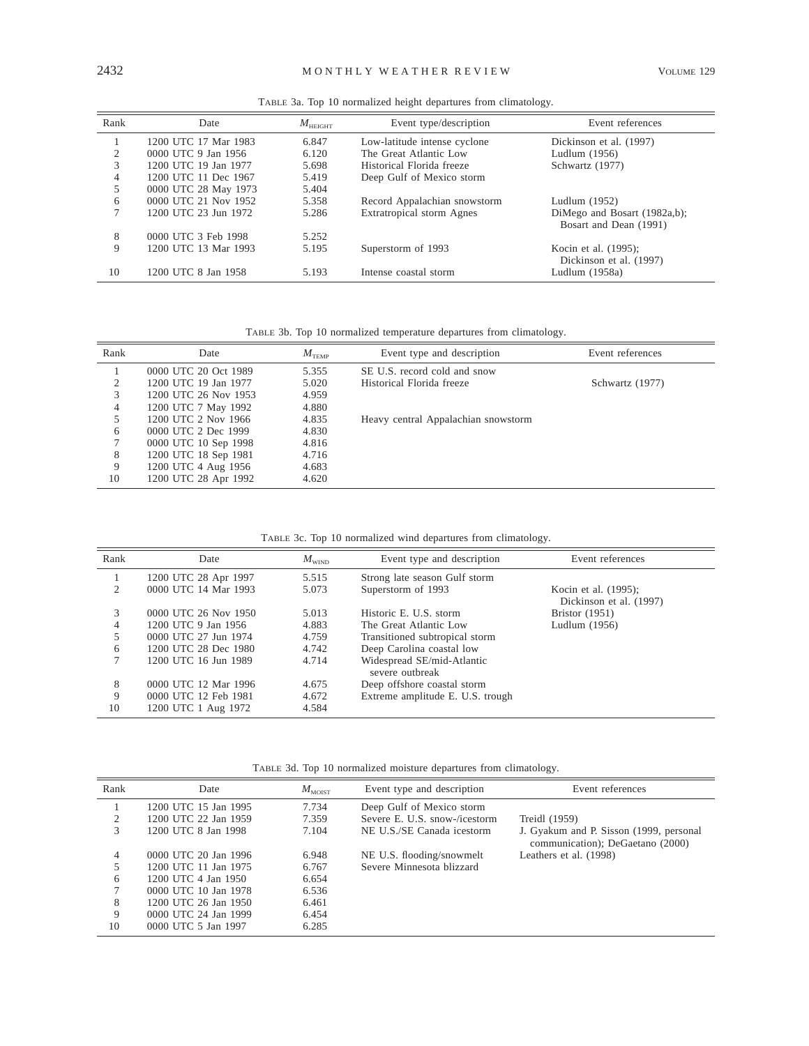TABLE 3a. Top 10 normalized height departures from climatology.

| Rank | Date | $M_{\mathrm{HEIGHT}}$ | Event type/description | Event references |
|---|---|---|---|---|
| 1 | 1200 UTC 17 Mar 1983 | 6.847 | Low-latitude intense cyclone | Dickinson et al. (1997) |
| 2 | 0000 UTC 9 Jan 1956 | 6.120 | The Great Atlantic Low | Ludlum (1956) |
| 3 | 1200 UTC 19 Jan 1977 | 5.698 | Historical Florida freeze | Schwartz (1977) |
| 4 | 1200 UTC 11 Dec 1967 | 5.419 | Deep Gulf of Mexico storm | |
| 5 | 0000 UTC 28 May 1973 | 5.404 | | |
| 6 | 0000 UTC 21 Nov 1952 | 5.358 | Record Appalachian snowstorm | Ludlum (1952) |
| 7 | 1200 UTC 23 Jun 1972 | 5.286 | Extratropical storm Agnes | DiMego and Bosart (1982a,b); Bosart and Dean (1991) |
| 8 | 0000 UTC 3 Feb 1998 | 5.252 | | |
| 9 | 1200 UTC 13 Mar 1993 | 5.195 | Superstorm of 1993 | Kocin et al. (1995); Dickinson et al. (1997) |
| 10 | 1200 UTC 8 Jan 1958 | 5.193 | Intense coastal storm | Ludlum (1958a) |

TABLE 3b. Top 10 normalized temperature departures from climatology.

| Rank | Date | $M_{\mathrm{TEMP}}$ | Event type and description | Event references |
|---|---|---|---|---|
| 1 | 0000 UTC 20 Oct 1989 | 5.355 | SE U.S. record cold and snow | |
| 2 | 1200 UTC 19 Jan 1977 | 5.020 | Historical Florida freeze | Schwartz (1977) |
| 3 | 1200 UTC 26 Nov 1953 | 4.959 | | |
| 4 | 1200 UTC 7 May 1992 | 4.880 | | |
| 5 | 1200 UTC 2 Nov 1966 | 4.835 | Heavy central Appalachian snowstorm | |
| 6 | 0000 UTC 2 Dec 1999 | 4.830 | | |
| 7 | 0000 UTC 10 Sep 1998 | 4.816 | | |
| 8 | 1200 UTC 18 Sep 1981 | 4.716 | | |
| 9 | 1200 UTC 4 Aug 1956 | 4.683 | | |
| 10 | 1200 UTC 28 Apr 1992 | 4.620 | | |

TABLE 3c. Top 10 normalized wind departures from climatology.

| Rank | Date | $M_{\mathrm{WIND}}$ | Event type and description | Event references |
|---|---|---|---|---|
| 1 | 1200 UTC 28 Apr 1997 | 5.515 | Strong late season Gulf storm | |
| 2 | 0000 UTC 14 Mar 1993 | 5.073 | Superstorm of 1993 | Kocin et al. (1995); Dickinson et al. (1997) |
| 3 | 0000 UTC 26 Nov 1950 | 5.013 | Historic E. U.S. storm | Bristor (1951) |
| 4 | 1200 UTC 9 Jan 1956 | 4.883 | The Great Atlantic Low | Ludlum (1956) |
| 5 | 0000 UTC 27 Jun 1974 | 4.759 | Transitioned subtropical storm | |
| 6 | 1200 UTC 28 Dec 1980 | 4.742 | Deep Carolina coastal low | |
| 7 | 1200 UTC 16 Jun 1989 | 4.714 | Widespread SE/mid-Atlantic severe outbreak | |
| 8 | 0000 UTC 12 Mar 1996 | 4.675 | Deep offshore coastal storm | |
| 9 | 0000 UTC 12 Feb 1981 | 4.672 | Extreme amplitude E. U.S. trough | |
| 10 | 1200 UTC 1 Aug 1972 | 4.584 | | |

TABLE 3d. Top 10 normalized moisture departures from climatology.

| Rank | Date | $M_{\mathrm{MOIST}}$ | Event type and description | Event references |
|---|---|---|---|---|
| 1 | 1200 UTC 15 Jan 1995 | 7.734 | Deep Gulf of Mexico storm | |
| 2 | 1200 UTC 22 Jan 1959 | 7.359 | Severe E. U.S. snow-/icestorm | Treidl (1959) |
| 3 | 1200 UTC 8 Jan 1998 | 7.104 | NE U.S./SE Canada icestorm | J. Gyakum and P. Sisson (1999, personal communication); DeGaetano (2000) |
| 4 | 0000 UTC 20 Jan 1996 | 6.948 | NE U.S. flooding/snowmelt | Leathers et al. (1998) |
| 5 | 1200 UTC 11 Jan 1975 | 6.767 | Severe Minnesota blizzard | |
| 6 | 1200 UTC 4 Jan 1950 | 6.654 | | |
| 7 | 0000 UTC 10 Jan 1978 | 6.536 | | |
| 8 | 1200 UTC 26 Jan 1950 | 6.461 | | |
| 9 | 0000 UTC 24 Jan 1999 | 6.454 | | |
| 10 | 0000 UTC 5 Jan 1997 | 6.285 | | |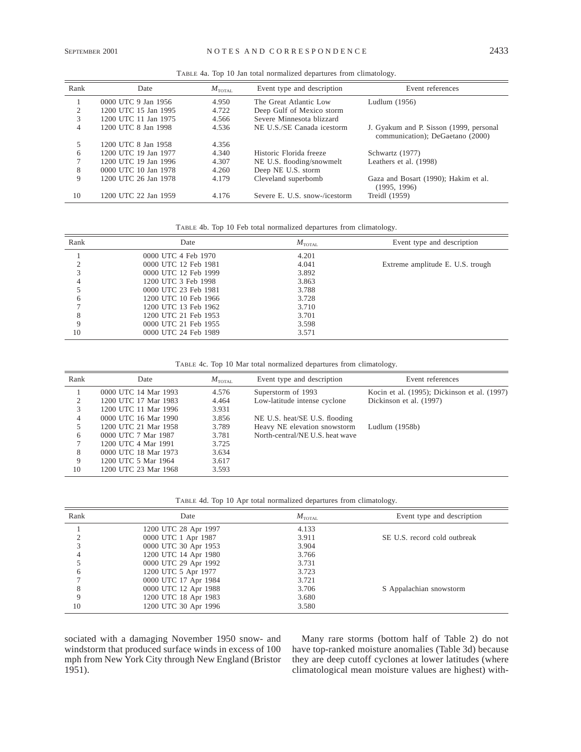TABLE 4a. Top 10 Jan total normalized departures from climatology.

| Rank | Date | $M_{\mathrm{TOTAL}}$ | Event type and description | Event references |
|---|---|---|---|---|
| 1 | 0000 UTC 9 Jan 1956 | 4.950 | The Great Atlantic Low | Ludlum (1956) |
| 2 | 1200 UTC 15 Jan 1995 | 4.722 | Deep Gulf of Mexico storm | |
| 3 | 1200 UTC 11 Jan 1975 | 4.566 | Severe Minnesota blizzard | |
| 4 | 1200 UTC 8 Jan 1998 | 4.536 | NE U.S./SE Canada icestorm | J. Gyakum and P. Sisson (1999, personal communication); DeGaetano (2000) |
| 5 | 1200 UTC 8 Jan 1958 | 4.356 | | |
| 6 | 1200 UTC 19 Jan 1977 | 4.340 | Historic Florida freeze | Schwartz (1977) |
| 7 | 1200 UTC 19 Jan 1996 | 4.307 | NE U.S. flooding/snowmelt | Leathers et al. (1998) |
| 8 | 0000 UTC 10 Jan 1978 | 4.260 | Deep NE U.S. storm | |
| 9 | 1200 UTC 26 Jan 1978 | 4.179 | Cleveland superbomb | Gaza and Bosart (1990); Hakim et al. (1995, 1996) |
| 10 | 1200 UTC 22 Jan 1959 | 4.176 | Severe E. U.S. snow-/icestorm | Treidl (1959) |

TABLE 4b. Top 10 Feb total normalized departures from climatology.

| Rank | Date | $M_{\mathrm{TOTAL}}$ | Event type and description |
|---|---|---|---|
| 1 | 0000 UTC 4 Feb 1970 | 4.201 | |
| 2 | 0000 UTC 12 Feb 1981 | 4.041 | Extreme amplitude E. U.S. trough |
| 3 | 0000 UTC 12 Feb 1999 | 3.892 | |
| 4 | 1200 UTC 3 Feb 1998 | 3.863 | |
| 5 | 0000 UTC 23 Feb 1981 | 3.788 | |
| 6 | 1200 UTC 10 Feb 1966 | 3.728 | |
| 7 | 1200 UTC 13 Feb 1962 | 3.710 | |
| 8 | 1200 UTC 21 Feb 1953 | 3.701 | |
| 9 | 0000 UTC 21 Feb 1955 | 3.598 | |
| 10 | 0000 UTC 24 Feb 1989 | 3.571 | |

TABLE 4c. Top 10 Mar total normalized departures from climatology.

| Rank | Date | $M_{\mathrm{TOTAL}}$ | Event type and description | Event references |
|---|---|---|---|---|
| 1 | 0000 UTC 14 Mar 1993 | 4.576 | Superstorm of 1993 | Kocin et al. (1995); Dickinson et al. (1997) |
| 2 | 1200 UTC 17 Mar 1983 | 4.464 | Low-latitude intense cyclone | Dickinson et al. (1997) |
| 3 | 1200 UTC 11 Mar 1996 | 3.931 | | |
| 4 | 0000 UTC 16 Mar 1990 | 3.856 | NE U.S. heat/SE U.S. flooding | |
| 5 | 1200 UTC 21 Mar 1958 | 3.789 | Heavy NE elevation snowstorm | Ludlum (1958b) |
| 6 | 0000 UTC 7 Mar 1987 | 3.781 | North-central/NE U.S. heat wave | |
| 7 | 1200 UTC 4 Mar 1991 | 3.725 | | |
| 8 | 0000 UTC 18 Mar 1973 | 3.634 | | |
| 9 | 1200 UTC 5 Mar 1964 | 3.617 | | |
| 10 | 1200 UTC 23 Mar 1968 | 3.593 | | |

TABLE 4d. Top 10 Apr total normalized departures from climatology.

| Rank | Date | $M_{\mathrm{TOTAL}}$ | Event type and description |
|---|---|---|---|
| 1 | 1200 UTC 28 Apr 1997 | 4.133 | |
| 2 | 0000 UTC 1 Apr 1987 | 3.911 | SE U.S. record cold outbreak |
| 3 | 0000 UTC 30 Apr 1953 | 3.904 | |
| 4 | 1200 UTC 14 Apr 1980 | 3.766 | |
| 5 | 0000 UTC 29 Apr 1992 | 3.731 | |
| 6 | 1200 UTC 5 Apr 1977 | 3.723 | |
| 7 | 0000 UTC 17 Apr 1984 | 3.721 | |
| 8 | 0000 UTC 12 Apr 1988 | 3.706 | S Appalachian snowstorm |
| 9 | 1200 UTC 18 Apr 1983 | 3.680 | |
| 10 | 1200 UTC 30 Apr 1996 | 3.580 | |

sociated with a damaging November 1950 snow- and windstorm that produced surface winds in excess of 100 mph from New York City through New England (Bristor 1951).

Many rare storms (bottom half of Table 2) do not have top-ranked moisture anomalies (Table 3d) because they are deep cutoff cyclones at lower latitudes (where climatological mean moisture values are highest) with-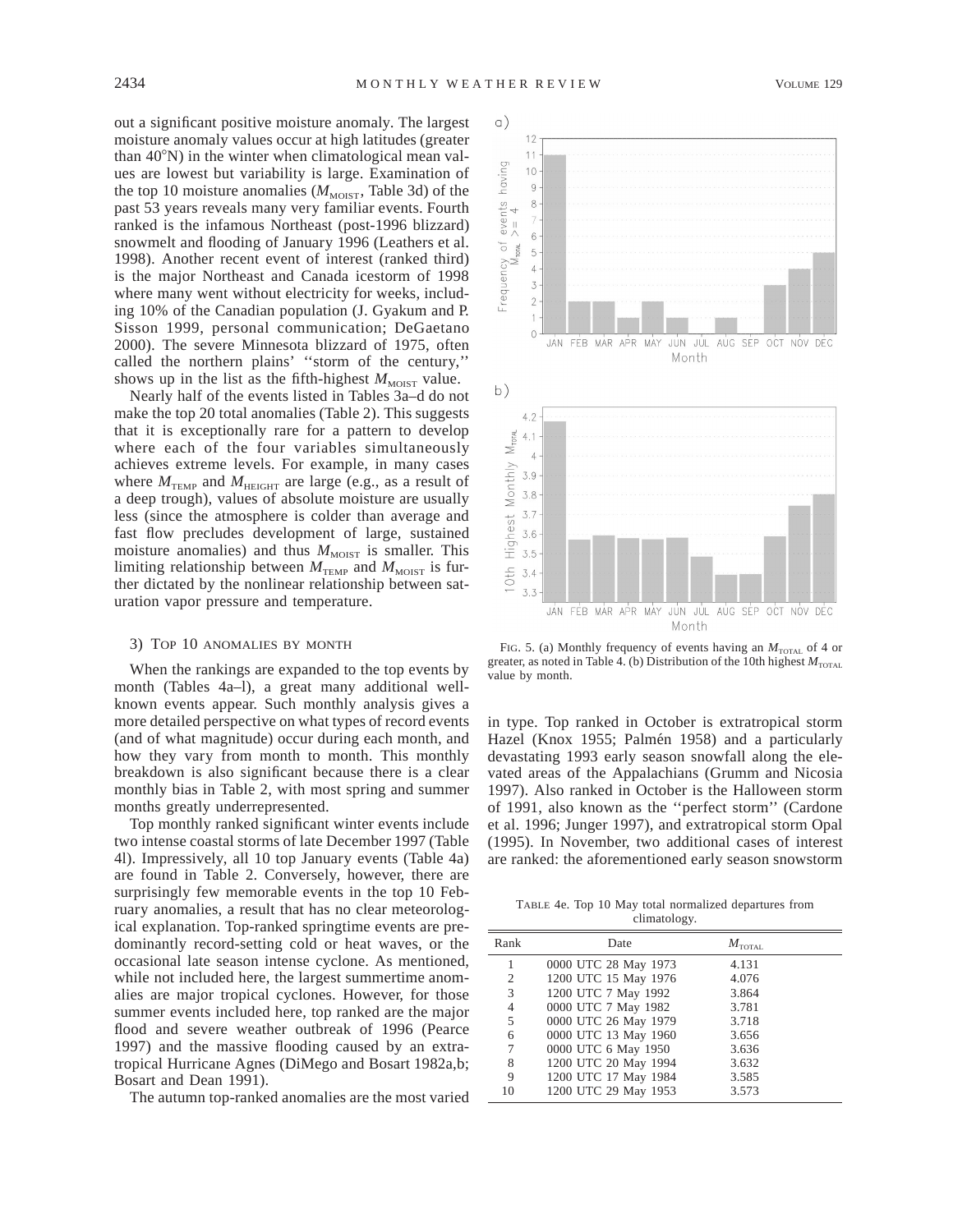out a significant positive moisture anomaly. The largest moisture anomaly values occur at high latitudes (greater than 40°N) in the winter when climatological mean values are lowest but variability is large. Examination of the top 10 moisture anomalies ($M_{MOIST}$, Table 3d) of the past 53 years reveals many very familiar events. Fourth ranked is the infamous Northeast (post-1996 blizzard) snowmelt and flooding of January 1996 (Leathers et al. 1998). Another recent event of interest (ranked third) is the major Northeast and Canada icestorm of 1998 where many went without electricity for weeks, including 10% of the Canadian population (J. Gyakum and P. Sisson 1999, personal communication; DeGaetano 2000). The severe Minnesota blizzard of 1975, often called the northern plains' ''storm of the century,'' shows up in the list as the fifth-highest $M_{MOIST}$ value.

Nearly half of the events listed in Tables 3a–d do not make the top 20 total anomalies (Table 2). This suggests that it is exceptionally rare for a pattern to develop where each of the four variables simultaneously achieves extreme levels. For example, in many cases where $M_{TEMP}$ and $M_{HEIGHT}$ are large (e.g., as a result of a deep trough), values of absolute moisture are usually less (since the atmosphere is colder than average and fast flow precludes development of large, sustained moisture anomalies) and thus $M_{MOIST}$ is smaller. This limiting relationship between $M_{TEMP}$ and $M_{MOIST}$ is further dictated by the nonlinear relationship between saturation vapor pressure and temperature.

### 3) Top 10 anomalies by month

When the rankings are expanded to the top events by month (Tables 4a–l), a great many additional well-known events appear. Such monthly analysis gives a more detailed perspective on what types of record events (and of what magnitude) occur during each month, and how they vary from month to month. This monthly breakdown is also significant because there is a clear monthly bias in Table 2, with most spring and summer months greatly underrepresented.

Top monthly ranked significant winter events include two intense coastal storms of late December 1997 (Table 4l). Impressively, all 10 top January events (Table 4a) are found in Table 2. Conversely, however, there are surprisingly few memorable events in the top 10 February anomalies, a result that has no clear meteorological explanation. Top-ranked springtime events are predominantly record-setting cold or heat waves, or the occasional late season intense cyclone. As mentioned, while not included here, the largest summertime anomalies are major tropical cyclones. However, for those summer events included here, top ranked are the major flood and severe weather outbreak of 1996 (Pearce 1997) and the massive flooding caused by an extratropical Hurricane Agnes (DiMego and Bosart 1982a,b; Bosart and Dean 1991).

The autumn top-ranked anomalies are the most varied in type. Top ranked in October is extratropical storm Hazel (Knox 1955; Palmén 1958) and a particularly devastating 1993 early season snowfall along the elevated areas of the Appalachians (Grumm and Nicosia 1997). Also ranked in October is the Halloween storm of 1991, also known as the ''perfect storm'' (Cardone et al. 1996; Junger 1997), and extratropical storm Opal (1995). In November, two additional cases of interest are ranked: the aforementioned early season snowstorm

Fig. 5. (a) Monthly frequency of events having an $M_{TOTAL}$ of 4 or greater, as noted in Table 4. (b) Distribution of the 10th highest $M_{TOTAL}$ value by month.

Table 4e. Top 10 May total normalized departures from climatology.

| Rank | Date | $M_{TOTAL}$ |
|---|---|---|
| 1 | 0000 UTC 28 May 1973 | 4.131 |
| 2 | 1200 UTC 15 May 1976 | 4.076 |
| 3 | 1200 UTC 7 May 1992 | 3.864 |
| 4 | 0000 UTC 7 May 1982 | 3.781 |
| 5 | 0000 UTC 26 May 1979 | 3.718 |
| 6 | 0000 UTC 13 May 1960 | 3.656 |
| 7 | 0000 UTC 6 May 1950 | 3.636 |
| 8 | 1200 UTC 20 May 1994 | 3.632 |
| 9 | 1200 UTC 17 May 1984 | 3.585 |
| 10 | 1200 UTC 29 May 1953 | 3.573 |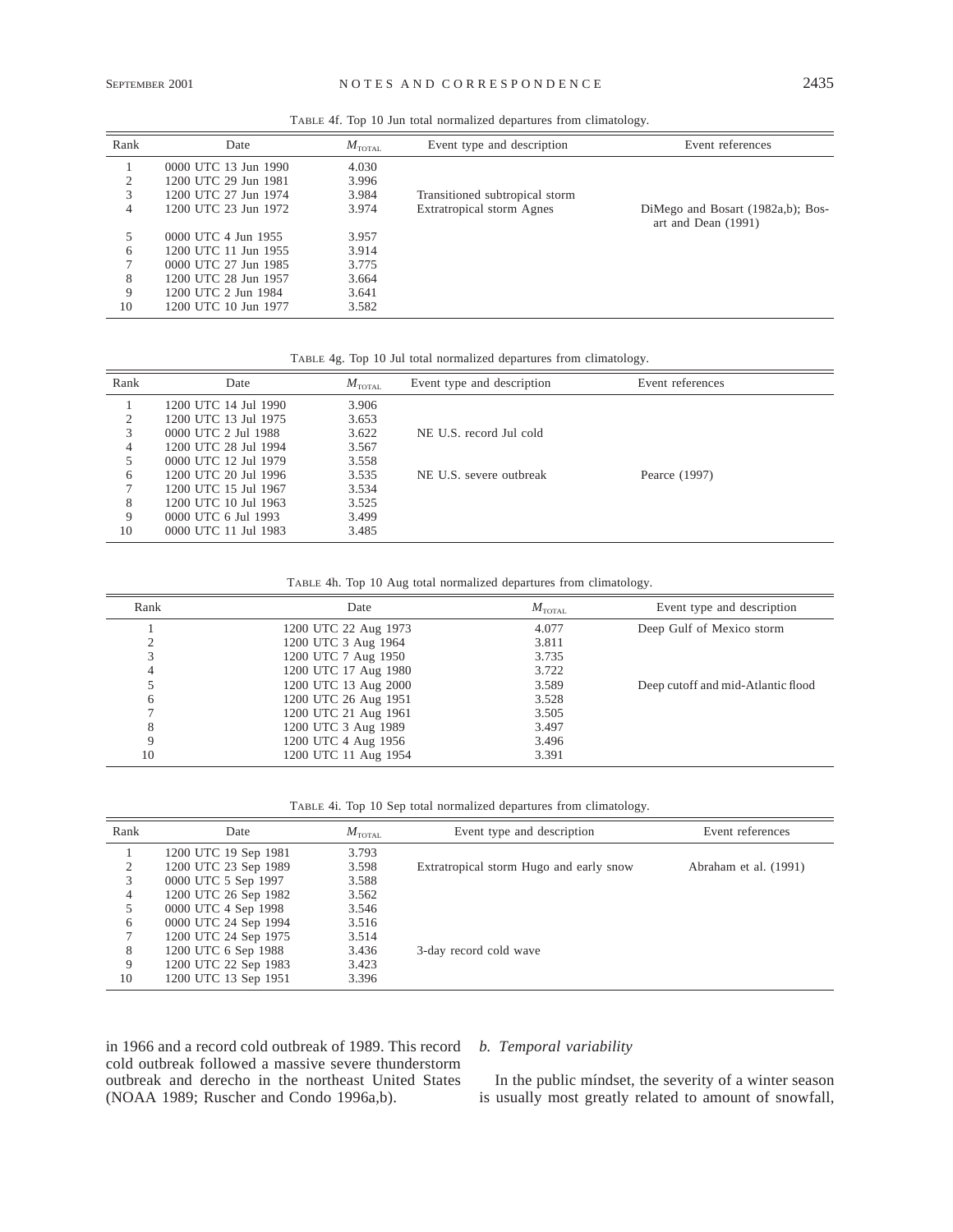Table 4f. Top 10 Jun total normalized departures from climatology.

| Rank | Date | $M_{TOTAL}$ | Event type and description | Event references |
|---|---|---|---|---|
| 1 | 0000 UTC 13 Jun 1990 | 4.030 | | |
| 2 | 1200 UTC 29 Jun 1981 | 3.996 | | |
| 3 | 1200 UTC 27 Jun 1974 | 3.984 | Transitioned subtropical storm | |
| 4 | 1200 UTC 23 Jun 1972 | 3.974 | Extratropical storm Agnes | DiMego and Bosart (1982a,b); Bosart and Dean (1991) |
| 5 | 0000 UTC 4 Jun 1955 | 3.957 | | |
| 6 | 1200 UTC 11 Jun 1955 | 3.914 | | |
| 7 | 0000 UTC 27 Jun 1985 | 3.775 | | |
| 8 | 1200 UTC 28 Jun 1957 | 3.664 | | |
| 9 | 1200 UTC 2 Jun 1984 | 3.641 | | |
| 10 | 1200 UTC 10 Jun 1977 | 3.582 | | |

Table 4g. Top 10 Jul total normalized departures from climatology.

| Rank | Date | $M_{TOTAL}$ | Event type and description | Event references |
|---|---|---|---|---|
| 1 | 1200 UTC 14 Jul 1990 | 3.906 | | |
| 2 | 1200 UTC 13 Jul 1975 | 3.653 | | |
| 3 | 0000 UTC 2 Jul 1988 | 3.622 | NE U.S. record Jul cold | |
| 4 | 1200 UTC 28 Jul 1994 | 3.567 | | |
| 5 | 0000 UTC 12 Jul 1979 | 3.558 | | |
| 6 | 1200 UTC 20 Jul 1996 | 3.535 | NE U.S. severe outbreak | Pearce (1997) |
| 7 | 1200 UTC 15 Jul 1967 | 3.534 | | |
| 8 | 1200 UTC 10 Jul 1963 | 3.525 | | |
| 9 | 0000 UTC 6 Jul 1993 | 3.499 | | |
| 10 | 0000 UTC 11 Jul 1983 | 3.485 | | |

Table 4h. Top 10 Aug total normalized departures from climatology.

| Rank | Date | $M_{TOTAL}$ | Event type and description |
|---|---|---|---|
| 1 | 1200 UTC 22 Aug 1973 | 4.077 | Deep Gulf of Mexico storm |
| 2 | 1200 UTC 3 Aug 1964 | 3.811 | |
| 3 | 1200 UTC 7 Aug 1950 | 3.735 | |
| 4 | 1200 UTC 17 Aug 1980 | 3.722 | |
| 5 | 1200 UTC 13 Aug 2000 | 3.589 | Deep cutoff and mid-Atlantic flood |
| 6 | 1200 UTC 26 Aug 1951 | 3.528 | |
| 7 | 1200 UTC 21 Aug 1961 | 3.505 | |
| 8 | 1200 UTC 3 Aug 1989 | 3.497 | |
| 9 | 1200 UTC 4 Aug 1956 | 3.496 | |
| 10 | 1200 UTC 11 Aug 1954 | 3.391 | |

Table 4i. Top 10 Sep total normalized departures from climatology.

| Rank | Date | $M_{TOTAL}$ | Event type and description | Event references |
|---|---|---|---|---|
| 1 | 1200 UTC 19 Sep 1981 | 3.793 | | |
| 2 | 1200 UTC 23 Sep 1989 | 3.598 | Extratropical storm Hugo and early snow | Abraham et al. (1991) |
| 3 | 0000 UTC 5 Sep 1997 | 3.588 | | |
| 4 | 1200 UTC 26 Sep 1982 | 3.562 | | |
| 5 | 0000 UTC 4 Sep 1998 | 3.546 | | |
| 6 | 0000 UTC 24 Sep 1994 | 3.516 | | |
| 7 | 1200 UTC 24 Sep 1975 | 3.514 | | |
| 8 | 1200 UTC 6 Sep 1988 | 3.436 | 3-day record cold wave | |
| 9 | 1200 UTC 22 Sep 1983 | 3.423 | | |
| 10 | 1200 UTC 13 Sep 1951 | 3.396 | | |

in 1966 and a record cold outbreak of 1989. This record cold outbreak followed a massive severe thunderstorm outbreak and derecho in the northeast United States (NOAA 1989; Ruscher and Condo 1996a,b).

### *b. Temporal variability*

In the public mindset, the severity of a winter season is usually most greatly related to amount of snowfall,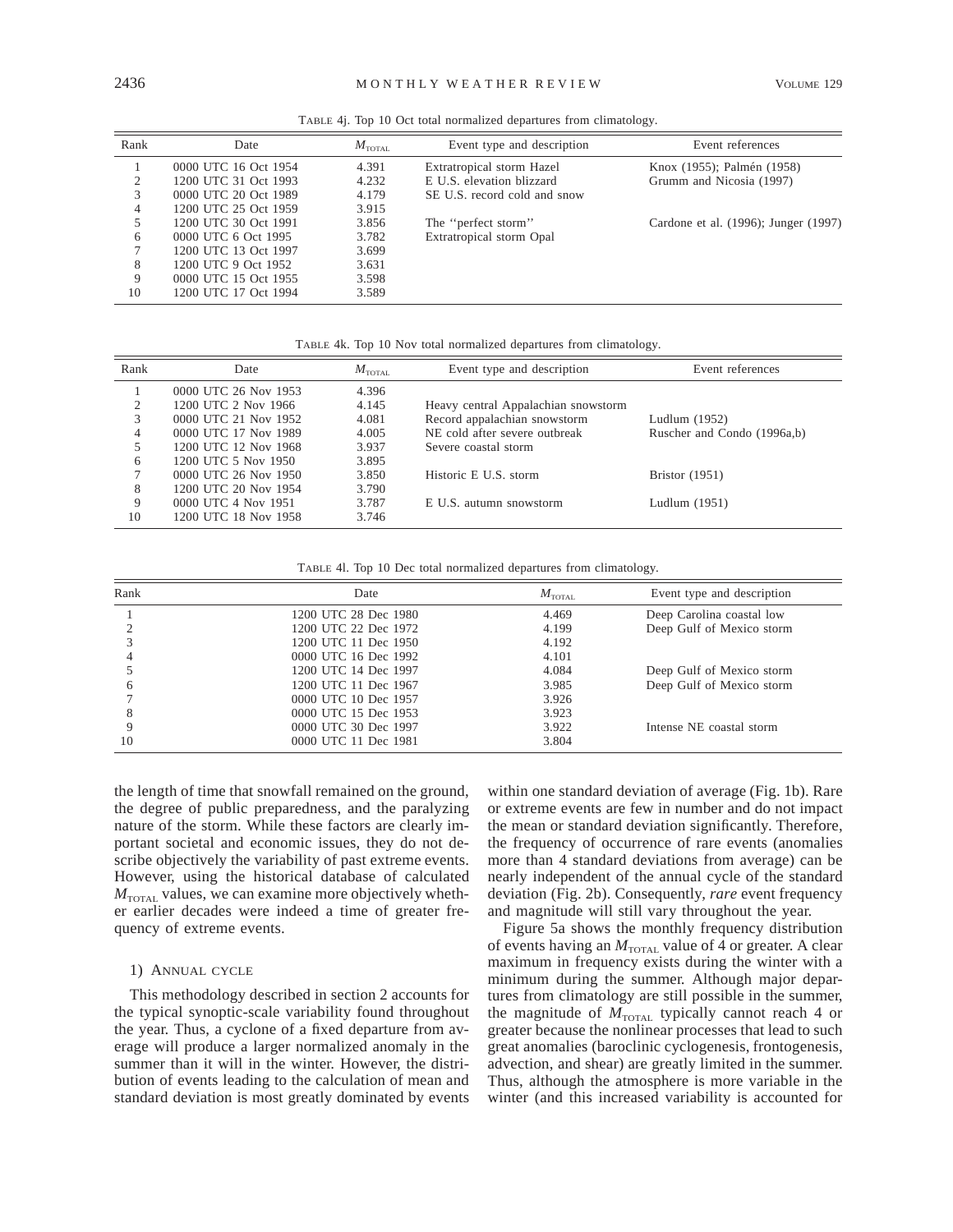TABLE 4j. Top 10 Oct total normalized departures from climatology.

| Rank | Date | $M_{\mathrm{TOTAL}}$ | Event type and description | Event references |
|---|---|---|---|---|
| 1 | 0000 UTC 16 Oct 1954 | 4.391 | Extratropical storm Hazel | Knox (1955); Palmén (1958) |
| 2 | 1200 UTC 31 Oct 1993 | 4.232 | E U.S. elevation blizzard | Grumm and Nicosia (1997) |
| 3 | 0000 UTC 20 Oct 1989 | 4.179 | SE U.S. record cold and snow | |
| 4 | 1200 UTC 25 Oct 1959 | 3.915 | | |
| 5 | 1200 UTC 30 Oct 1991 | 3.856 | The "perfect storm" | Cardone et al. (1996); Junger (1997) |
| 6 | 0000 UTC 6 Oct 1995 | 3.782 | Extratropical storm Opal | |
| 7 | 1200 UTC 13 Oct 1997 | 3.699 | | |
| 8 | 1200 UTC 9 Oct 1952 | 3.631 | | |
| 9 | 0000 UTC 15 Oct 1955 | 3.598 | | |
| 10 | 1200 UTC 17 Oct 1994 | 3.589 | | |

TABLE 4k. Top 10 Nov total normalized departures from climatology.

| Rank | Date | $M_{\mathrm{TOTAL}}$ | Event type and description | Event references |
|---|---|---|---|---|
| 1 | 0000 UTC 26 Nov 1953 | 4.396 | | |
| 2 | 1200 UTC 2 Nov 1966 | 4.145 | Heavy central Appalachian snowstorm | |
| 3 | 0000 UTC 21 Nov 1952 | 4.081 | Record appalachian snowstorm | Ludlum (1952) |
| 4 | 0000 UTC 17 Nov 1989 | 4.005 | NE cold after severe outbreak | Ruscher and Condo (1996a,b) |
| 5 | 1200 UTC 12 Nov 1968 | 3.937 | Severe coastal storm | |
| 6 | 1200 UTC 5 Nov 1950 | 3.895 | | |
| 7 | 0000 UTC 26 Nov 1950 | 3.850 | Historic E U.S. storm | Bristor (1951) |
| 8 | 1200 UTC 20 Nov 1954 | 3.790 | | |
| 9 | 0000 UTC 4 Nov 1951 | 3.787 | E U.S. autumn snowstorm | Ludlum (1951) |
| 10 | 1200 UTC 18 Nov 1958 | 3.746 | | |

TABLE 4l. Top 10 Dec total normalized departures from climatology.

| Rank | Date | $M_{\mathrm{TOTAL}}$ | Event type and description |
|---|---|---|---|
| 1 | 1200 UTC 28 Dec 1980 | 4.469 | Deep Carolina coastal low |
| 2 | 1200 UTC 22 Dec 1972 | 4.199 | Deep Gulf of Mexico storm |
| 3 | 1200 UTC 11 Dec 1950 | 4.192 | |
| 4 | 0000 UTC 16 Dec 1992 | 4.101 | |
| 5 | 1200 UTC 14 Dec 1997 | 4.084 | Deep Gulf of Mexico storm |
| 6 | 1200 UTC 11 Dec 1967 | 3.985 | Deep Gulf of Mexico storm |
| 7 | 0000 UTC 10 Dec 1957 | 3.926 | |
| 8 | 0000 UTC 15 Dec 1953 | 3.923 | |
| 9 | 0000 UTC 30 Dec 1997 | 3.922 | Intense NE coastal storm |
| 10 | 0000 UTC 11 Dec 1981 | 3.804 | |

the length of time that snowfall remained on the ground, the degree of public preparedness, and the paralyzing nature of the storm. While these factors are clearly important societal and economic issues, they do not describe objectively the variability of past extreme events. However, using the historical database of calculated $M_{\mathrm{TOTAL}}$ values, we can examine more objectively whether earlier decades were indeed a time of greater frequency of extreme events.

#### 1) Annual cycle

This methodology described in section 2 accounts for the typical synoptic-scale variability found throughout the year. Thus, a cyclone of a fixed departure from average will produce a larger normalized anomaly in the summer than it will in the winter. However, the distribution of events leading to the calculation of mean and standard deviation is most greatly dominated by events within one standard deviation of average (Fig. 1b). Rare or extreme events are few in number and do not impact the mean or standard deviation significantly. Therefore, the frequency of occurrence of rare events (anomalies more than 4 standard deviations from average) can be nearly independent of the annual cycle of the standard deviation (Fig. 2b). Consequently, *rare* event frequency and magnitude will still vary throughout the year.

Figure 5a shows the monthly frequency distribution of events having an $M_{\mathrm{TOTAL}}$ value of 4 or greater. A clear maximum in frequency exists during the winter with a minimum during the summer. Although major departures from climatology are still possible in the summer, the magnitude of $M_{\mathrm{TOTAL}}$ typically cannot reach 4 or greater because the nonlinear processes that lead to such great anomalies (baroclinic cyclogenesis, frontogenesis, advection, and shear) are greatly limited in the summer. Thus, although the atmosphere is more variable in the winter (and this increased variability is accounted for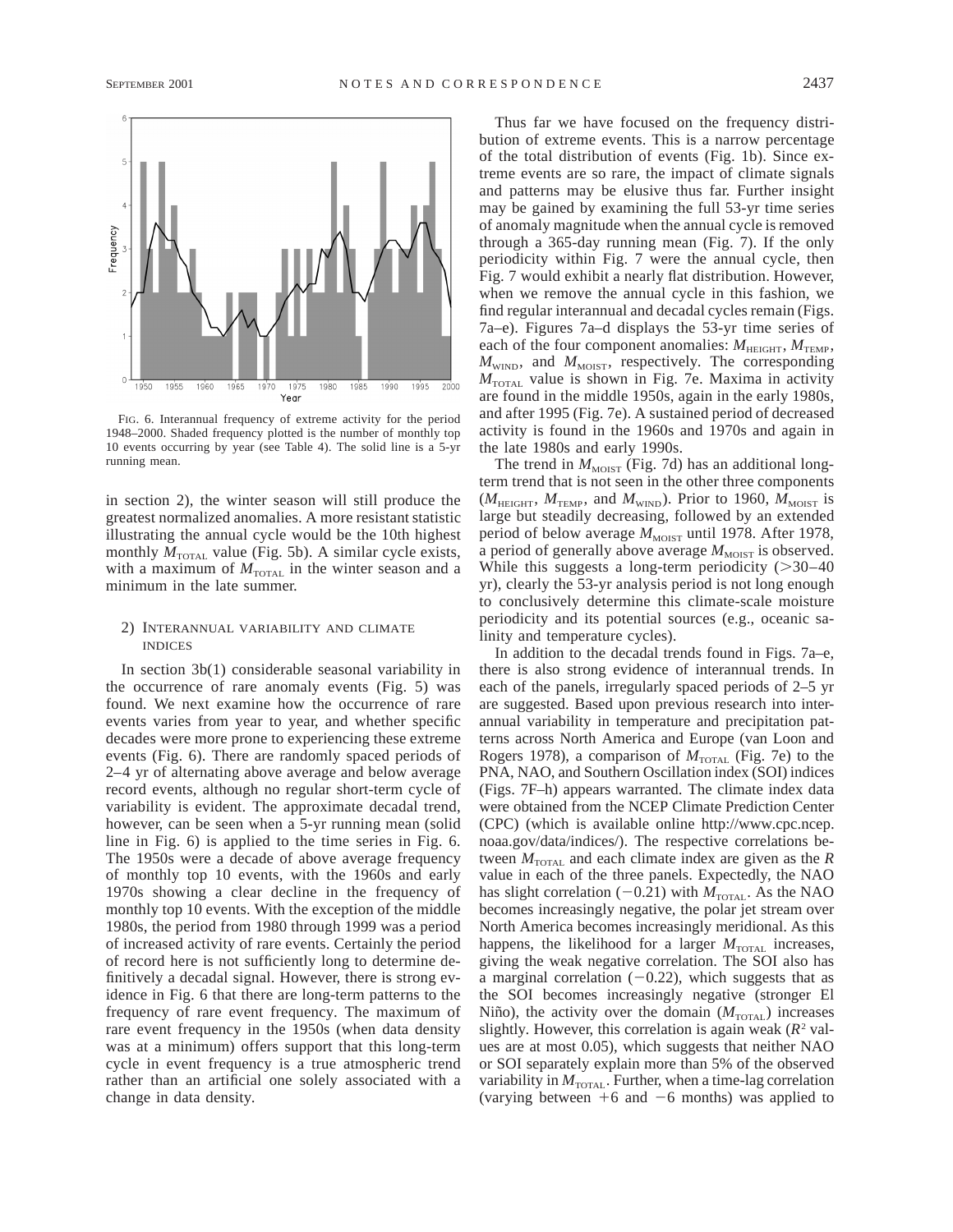FIG. 6. Interannual frequency of extreme activity for the period 1948–2000. Shaded frequency plotted is the number of monthly top 10 events occurring by year (see Table 4). The solid line is a 5-yr running mean.

in section 2), the winter season will still produce the greatest normalized anomalies. A more resistant statistic illustrating the annual cycle would be the 10th highest monthly $M_{TOTAL}$ value (Fig. 5b). A similar cycle exists, with a maximum of $M_{TOTAL}$ in the winter season and a minimum in the late summer.

#### 2) INTERANNUAL VARIABILITY AND CLIMATE INDICES

In section 3b(1) considerable seasonal variability in the occurrence of rare anomaly events (Fig. 5) was found. We next examine how the occurrence of rare events varies from year to year, and whether specific decades were more prone to experiencing these extreme events (Fig. 6). There are randomly spaced periods of 2–4 yr of alternating above average and below average record events, although no regular short-term cycle of variability is evident. The approximate decadal trend, however, can be seen when a 5-yr running mean (solid line in Fig. 6) is applied to the time series in Fig. 6. The 1950s were a decade of above average frequency of monthly top 10 events, with the 1960s and early 1970s showing a clear decline in the frequency of monthly top 10 events. With the exception of the middle 1980s, the period from 1980 through 1999 was a period of increased activity of rare events. Certainly the period of record here is not sufficiently long to determine definitively a decadal signal. However, there is strong evidence in Fig. 6 that there are long-term patterns to the frequency of rare event frequency. The maximum of rare event frequency in the 1950s (when data density was at a minimum) offers support that this long-term cycle in event frequency is a true atmospheric trend rather than an artificial one solely associated with a change in data density.

Thus far we have focused on the frequency distribution of extreme events. This is a narrow percentage of the total distribution of events (Fig. 1b). Since extreme events are so rare, the impact of climate signals and patterns may be elusive thus far. Further insight may be gained by examining the full 53-yr time series of anomaly magnitude when the annual cycle is removed through a 365-day running mean (Fig. 7). If the only periodicity within Fig. 7 were the annual cycle, then Fig. 7 would exhibit a nearly flat distribution. However, when we remove the annual cycle in this fashion, we find regular interannual and decadal cycles remain (Figs. 7a–e). Figures 7a–d displays the 53-yr time series of each of the four component anomalies: $M_{HEIGHT}$, $M_{TEMP}$, $M_{WIND}$, and $M_{MOIST}$, respectively. The corresponding $M_{TOTAL}$ value is shown in Fig. 7e. Maxima in activity are found in the middle 1950s, again in the early 1980s, and after 1995 (Fig. 7e). A sustained period of decreased activity is found in the 1960s and 1970s and again in the late 1980s and early 1990s.

The trend in $M_{MOIST}$ (Fig. 7d) has an additional long-term trend that is not seen in the other three components ($M_{HEIGHT}$, $M_{TEMP}$, and $M_{WIND}$). Prior to 1960, $M_{MOIST}$ is large but steadily decreasing, followed by an extended period of below average $M_{MOIST}$ until 1978. After 1978, a period of generally above average $M_{MOIST}$ is observed. While this suggests a long-term periodicity ($>$30–40 yr), clearly the 53-yr analysis period is not long enough to conclusively determine this climate-scale moisture periodicity and its potential sources (e.g., oceanic salinity and temperature cycles).

In addition to the decadal trends found in Figs. 7a–e, there is also strong evidence of interannual trends. In each of the panels, irregularly spaced periods of 2–5 yr are suggested. Based upon previous research into interannual variability in temperature and precipitation patterns across North America and Europe (van Loon and Rogers 1978), a comparison of $M_{TOTAL}$ (Fig. 7e) to the PNA, NAO, and Southern Oscillation index (SOI) indices (Figs. 7F–h) appears warranted. The climate index data were obtained from the NCEP Climate Prediction Center (CPC) (which is available online http://www.cpc.ncep.noaa.gov/data/indices/). The respective correlations between $M_{TOTAL}$ and each climate index are given as the $R$ value in each of the three panels. Expectedly, the NAO has slight correlation ($-0.21$) with $M_{TOTAL}$. As the NAO becomes increasingly negative, the polar jet stream over North America becomes increasingly meridional. As this happens, the likelihood for a larger $M_{TOTAL}$ increases, giving the weak negative correlation. The SOI also has a marginal correlation ($-0.22$), which suggests that as the SOI becomes increasingly negative (stronger El Niño), the activity over the domain ($M_{TOTAL}$) increases slightly. However, this correlation is again weak ($R^2$ values are at most 0.05), which suggests that neither NAO or SOI separately explain more than 5% of the observed variability in $M_{TOTAL}$. Further, when a time-lag correlation (varying between $+6$ and $-6$ months) was applied to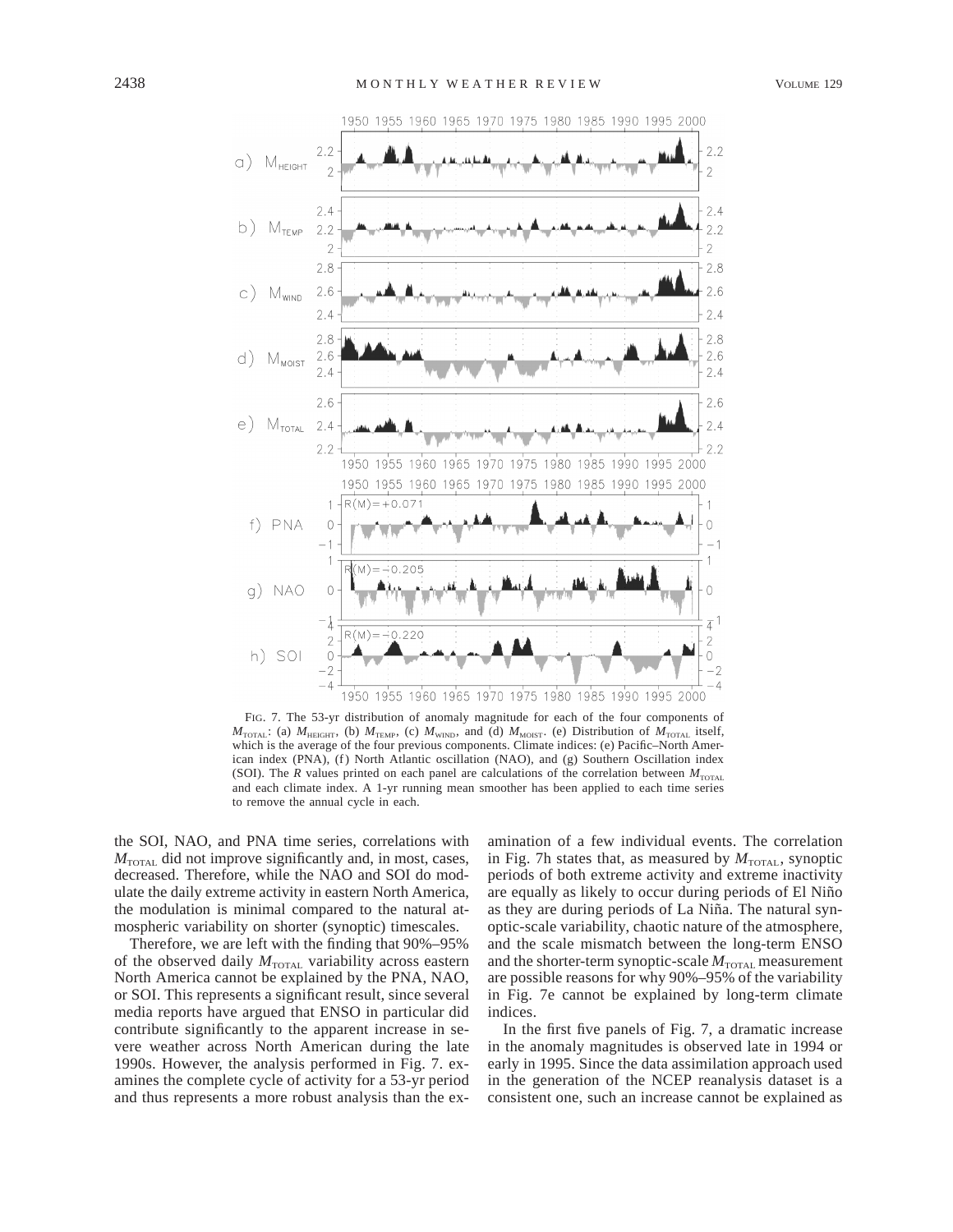FIG. 7. The 53-yr distribution of anomaly magnitude for each of the four components of $M_{TOTAL}$: (a) $M_{HEIGHT}$, (b) $M_{TEMP}$, (c) $M_{WIND}$, and (d) $M_{MOIST}$. (e) Distribution of $M_{TOTAL}$ itself, which is the average of the four previous components. Climate indices: (e) Pacific–North American index (PNA), (f) North Atlantic oscillation (NAO), and (g) Southern Oscillation index (SOI). The $R$ values printed on each panel are calculations of the correlation between $M_{TOTAL}$ and each climate index. A 1-yr running mean smoother has been applied to each time series to remove the annual cycle in each.

the SOI, NAO, and PNA time series, correlations with $M_{TOTAL}$ did not improve significantly and, in most, cases, decreased. Therefore, while the NAO and SOI do modulate the daily extreme activity in eastern North America, the modulation is minimal compared to the natural atmospheric variability on shorter (synoptic) timescales.

Therefore, we are left with the finding that 90%–95% of the observed daily $M_{TOTAL}$ variability across eastern North America cannot be explained by the PNA, NAO, or SOI. This represents a significant result, since several media reports have argued that ENSO in particular did contribute significantly to the apparent increase in severe weather across North American during the late 1990s. However, the analysis performed in Fig. 7. examines the complete cycle of activity for a 53-yr period and thus represents a more robust analysis than the examination of a few individual events. The correlation in Fig. 7h states that, as measured by $M_{TOTAL}$, synoptic periods of both extreme activity and extreme inactivity are equally as likely to occur during periods of El Niño as they are during periods of La Niña. The natural synoptic-scale variability, chaotic nature of the atmosphere, and the scale mismatch between the long-term ENSO and the shorter-term synoptic-scale $M_{TOTAL}$ measurement are possible reasons for why 90%–95% of the variability in Fig. 7e cannot be explained by long-term climate indices.

In the first five panels of Fig. 7, a dramatic increase in the anomaly magnitudes is observed late in 1994 or early in 1995. Since the data assimilation approach used in the generation of the NCEP reanalysis dataset is a consistent one, such an increase cannot be explained as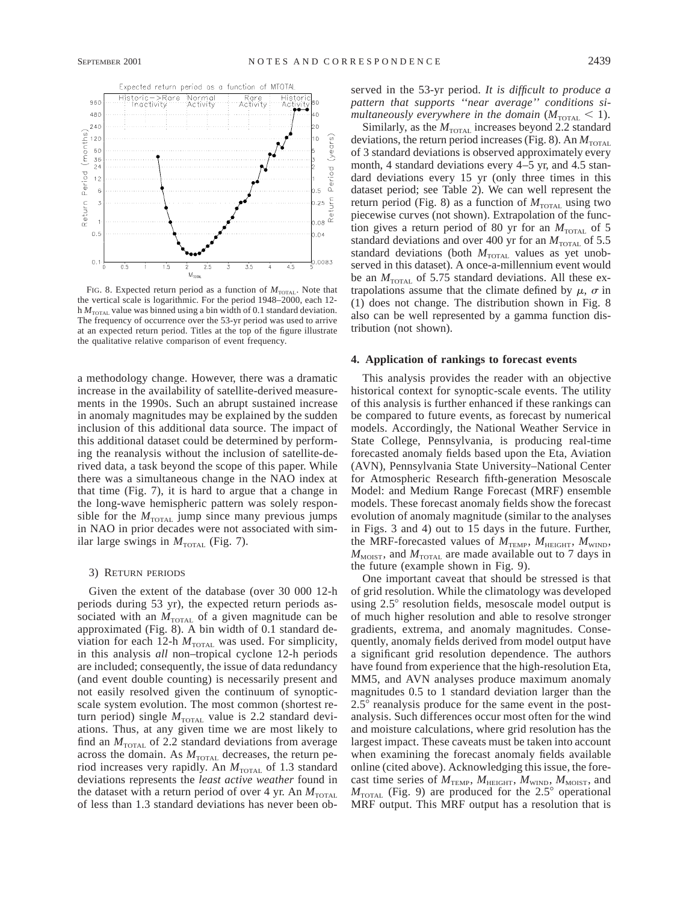FIG. 8. Expected return period as a function of $M_{TOTAL}$. Note that the vertical scale is logarithmic. For the period 1948–2000, each 12-h $M_{TOTAL}$ value was binned using a bin width of 0.1 standard deviation. The frequency of occurrence over the 53-yr period was used to arrive at an expected return period. Titles at the top of the figure illustrate the qualitative relative comparison of event frequency.

a methodology change. However, there was a dramatic increase in the availability of satellite-derived measurements in the 1990s. Such an abrupt sustained increase in anomaly magnitudes may be explained by the sudden inclusion of this additional data source. The impact of this additional dataset could be determined by performing the reanalysis without the inclusion of satellite-derived data, a task beyond the scope of this paper. While there was a simultaneous change in the NAO index at that time (Fig. 7), it is hard to argue that a change in the long-wave hemispheric pattern was solely responsible for the $M_{TOTAL}$ jump since many previous jumps in NAO in prior decades were not associated with similar large swings in $M_{TOTAL}$ (Fig. 7).

### 3) Return periods

Given the extent of the database (over 30 000 12-h periods during 53 yr), the expected return periods associated with an $M_{TOTAL}$ of a given magnitude can be approximated (Fig. 8). A bin width of 0.1 standard deviation for each 12-h $M_{TOTAL}$ was used. For simplicity, in this analysis *all* non–tropical cyclone 12-h periods are included; consequently, the issue of data redundancy (and event double counting) is necessarily present and not easily resolved given the continuum of synoptic-scale system evolution. The most common (shortest return period) single $M_{TOTAL}$ value is 2.2 standard deviations. Thus, at any given time we are most likely to find an $M_{TOTAL}$ of 2.2 standard deviations from average across the domain. As $M_{TOTAL}$ decreases, the return period increases very rapidly. An $M_{TOTAL}$ of 1.3 standard deviations represents the *least active weather* found in the dataset with a return period of over 4 yr. An $M_{TOTAL}$ of less than 1.3 standard deviations has never been observed in the 53-yr period. *It is difficult to produce a pattern that supports "near average" conditions simultaneously everywhere in the domain* ($M_{TOTAL} < 1$).

Similarly, as the $M_{TOTAL}$ increases beyond 2.2 standard deviations, the return period increases (Fig. 8). An $M_{TOTAL}$ of 3 standard deviations is observed approximately every month, 4 standard deviations every 4–5 yr, and 4.5 standard deviations every 15 yr (only three times in this dataset period; see Table 2). We can well represent the return period (Fig. 8) as a function of $M_{TOTAL}$ using two piecewise curves (not shown). Extrapolation of the function gives a return period of 80 yr for an $M_{TOTAL}$ of 5 standard deviations and over 400 yr for an $M_{TOTAL}$ of 5.5 standard deviations (both $M_{TOTAL}$ values as yet unobserved in this dataset). A once-a-millennium event would be an $M_{TOTAL}$ of 5.75 standard deviations. All these extrapolations assume that the climate defined by $\mu$, $\sigma$ in (1) does not change. The distribution shown in Fig. 8 also can be well represented by a gamma function distribution (not shown).

## 4. Application of rankings to forecast events

This analysis provides the reader with an objective historical context for synoptic-scale events. The utility of this analysis is further enhanced if these rankings can be compared to future events, as forecast by numerical models. Accordingly, the National Weather Service in State College, Pennsylvania, is producing real-time forecasted anomaly fields based upon the Eta, Aviation (AVN), Pennsylvania State University–National Center for Atmospheric Research fifth-generation Mesoscale Model: and Medium Range Forecast (MRF) ensemble models. These forecast anomaly fields show the forecast evolution of anomaly magnitude (similar to the analyses in Figs. 3 and 4) out to 15 days in the future. Further, the MRF-forecasted values of $M_{TEMP}$, $M_{HEIGHT}$, $M_{WIND}$, $M_{MOIST}$, and $M_{TOTAL}$ are made available out to 7 days in the future (example shown in Fig. 9).

One important caveat that should be stressed is that of grid resolution. While the climatology was developed using 2.5° resolution fields, mesoscale model output is of much higher resolution and able to resolve stronger gradients, extrema, and anomaly magnitudes. Consequently, anomaly fields derived from model output have a significant grid resolution dependence. The authors have found from experience that the high-resolution Eta, MM5, and AVN analyses produce maximum anomaly magnitudes 0.5 to 1 standard deviation larger than the 2.5° reanalysis produce for the same event in the post-analysis. Such differences occur most often for the wind and moisture calculations, where grid resolution has the largest impact. These caveats must be taken into account when examining the forecast anomaly fields available online (cited above). Acknowledging this issue, the forecast time series of $M_{TEMP}$, $M_{HEIGHT}$, $M_{WIND}$, $M_{MOIST}$, and $M_{TOTAL}$ (Fig. 9) are produced for the 2.5° operational MRF output. This MRF output has a resolution that is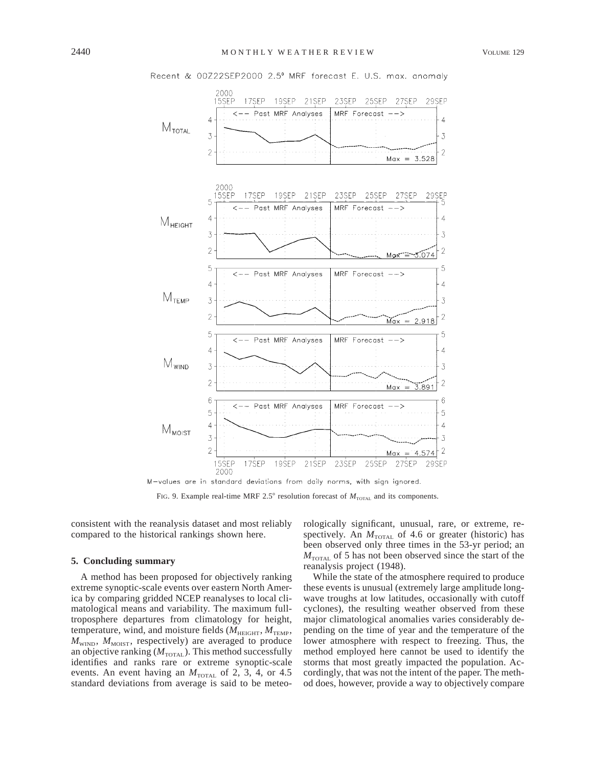Recent & 00Z22SEP2000 2.5° MRF forecast E. U.S. max. anomaly

M-values are in standard deviations from daily norms, with sign ignored.

FIG. 9. Example real-time MRF 2.5° resolution forecast of $M_{TOTAL}$ and its components.

consistent with the reanalysis dataset and most reliably compared to the historical rankings shown here.

## 5. Concluding summary

A method has been proposed for objectively ranking extreme synoptic-scale events over eastern North America by comparing gridded NCEP reanalyses to local climatological means and variability. The maximum full-troposphere departures from climatology for height, temperature, wind, and moisture fields ($M_{HEIGHT}$, $M_{TEMP}$, $M_{WIND}$, $M_{MOIST}$, respectively) are averaged to produce an objective ranking ($M_{TOTAL}$). This method successfully identifies and ranks rare or extreme synoptic-scale events. An event having an $M_{TOTAL}$ of 2, 3, 4, or 4.5 standard deviations from average is said to be meteorologically significant, unusual, rare, or extreme, respectively. An $M_{TOTAL}$ of 4.6 or greater (historic) has been observed only three times in the 53-yr period; an $M_{TOTAL}$ of 5 has not been observed since the start of the reanalysis project (1948).

While the state of the atmosphere required to produce these events is unusual (extremely large amplitude longwave troughs at low latitudes, occasionally with cutoff cyclones), the resulting weather observed from these major climatological anomalies varies considerably depending on the time of year and the temperature of the lower atmosphere with respect to freezing. Thus, the method employed here cannot be used to identify the storms that most greatly impacted the population. Accordingly, that was not the intent of the paper. The method does, however, provide a way to objectively compare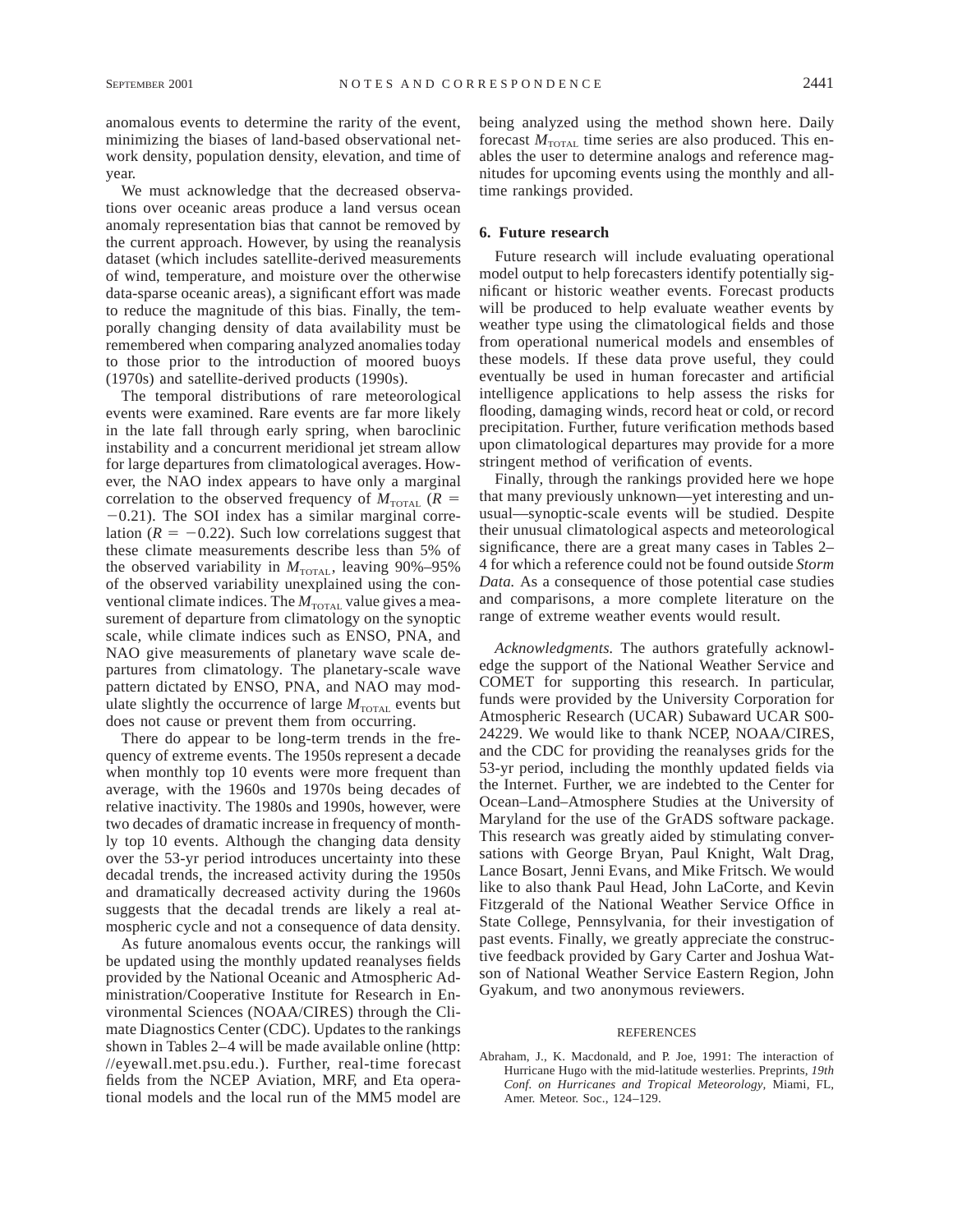anomalous events to determine the rarity of the event, minimizing the biases of land-based observational network density, population density, elevation, and time of year.

We must acknowledge that the decreased observations over oceanic areas produce a land versus ocean anomaly representation bias that cannot be removed by the current approach. However, by using the reanalysis dataset (which includes satellite-derived measurements of wind, temperature, and moisture over the otherwise data-sparse oceanic areas), a significant effort was made to reduce the magnitude of this bias. Finally, the temporally changing density of data availability must be remembered when comparing analyzed anomalies today to those prior to the introduction of moored buoys (1970s) and satellite-derived products (1990s).

The temporal distributions of rare meteorological events were examined. Rare events are far more likely in the late fall through early spring, when baroclinic instability and a concurrent meridional jet stream allow for large departures from climatological averages. However, the NAO index appears to have only a marginal correlation to the observed frequency of $M_{\mathrm{TOTAL}}$ ($R = -0.21$). The SOI index has a similar marginal correlation ($R = -0.22$). Such low correlations suggest that these climate measurements describe less than 5% of the observed variability in $M_{\mathrm{TOTAL}}$, leaving 90%–95% of the observed variability unexplained using the conventional climate indices. The $M_{\mathrm{TOTAL}}$ value gives a measurement of departure from climatology on the synoptic scale, while climate indices such as ENSO, PNA, and NAO give measurements of planetary wave scale departures from climatology. The planetary-scale wave pattern dictated by ENSO, PNA, and NAO may modulate slightly the occurrence of large $M_{\mathrm{TOTAL}}$ events but does not cause or prevent them from occurring.

There do appear to be long-term trends in the frequency of extreme events. The 1950s represent a decade when monthly top 10 events were more frequent than average, with the 1960s and 1970s being decades of relative inactivity. The 1980s and 1990s, however, were two decades of dramatic increase in frequency of monthly top 10 events. Although the changing data density over the 53-yr period introduces uncertainty into these decadal trends, the increased activity during the 1950s and dramatically decreased activity during the 1960s suggests that the decadal trends are likely a real atmospheric cycle and not a consequence of data density.

As future anomalous events occur, the rankings will be updated using the monthly updated reanalyses fields provided by the National Oceanic and Atmospheric Administration/Cooperative Institute for Research in Environmental Sciences (NOAA/CIRES) through the Climate Diagnostics Center (CDC). Updates to the rankings shown in Tables 2–4 will be made available online (http://eyewall.met.psu.edu.). Further, real-time forecast fields from the NCEP Aviation, MRF, and Eta operational models and the local run of the MM5 model are being analyzed using the method shown here. Daily forecast $M_{\mathrm{TOTAL}}$ time series are also produced. This enables the user to determine analogs and reference magnitudes for upcoming events using the monthly and all-time rankings provided.

## 6. Future research

Future research will include evaluating operational model output to help forecasters identify potentially significant or historic weather events. Forecast products will be produced to help evaluate weather events by weather type using the climatological fields and those from operational numerical models and ensembles of these models. If these data prove useful, they could eventually be used in human forecaster and artificial intelligence applications to help assess the risks for flooding, damaging winds, record heat or cold, or record precipitation. Further, future verification methods based upon climatological departures may provide for a more stringent method of verification of events.

Finally, through the rankings provided here we hope that many previously unknown—yet interesting and unusual—synoptic-scale events will be studied. Despite their unusual climatological aspects and meteorological significance, there are a great many cases in Tables 2–4 for which a reference could not be found outside *Storm Data.* As a consequence of those potential case studies and comparisons, a more complete literature on the range of extreme weather events would result.

*Acknowledgments.* The authors gratefully acknowledge the support of the National Weather Service and COMET for supporting this research. In particular, funds were provided by the University Corporation for Atmospheric Research (UCAR) Subaward UCAR S00-24229. We would like to thank NCEP, NOAA/CIRES, and the CDC for providing the reanalyses grids for the 53-yr period, including the monthly updated fields via the Internet. Further, we are indebted to the Center for Ocean–Land–Atmosphere Studies at the University of Maryland for the use of the GrADS software package. This research was greatly aided by stimulating conversations with George Bryan, Paul Knight, Walt Drag, Lance Bosart, Jenni Evans, and Mike Fritsch. We would like to also thank Paul Head, John LaCorte, and Kevin Fitzgerald of the National Weather Service Office in State College, Pennsylvania, for their investigation of past events. Finally, we greatly appreciate the constructive feedback provided by Gary Carter and Joshua Watson of National Weather Service Eastern Region, John Gyakum, and two anonymous reviewers.

## REFERENCES

Abraham, J., K. Macdonald, and P. Joe, 1991: The interaction of Hurricane Hugo with the mid-latitude westerlies. Preprints, *19th Conf. on Hurricanes and Tropical Meteorology,* Miami, FL, Amer. Meteor. Soc., 124–129.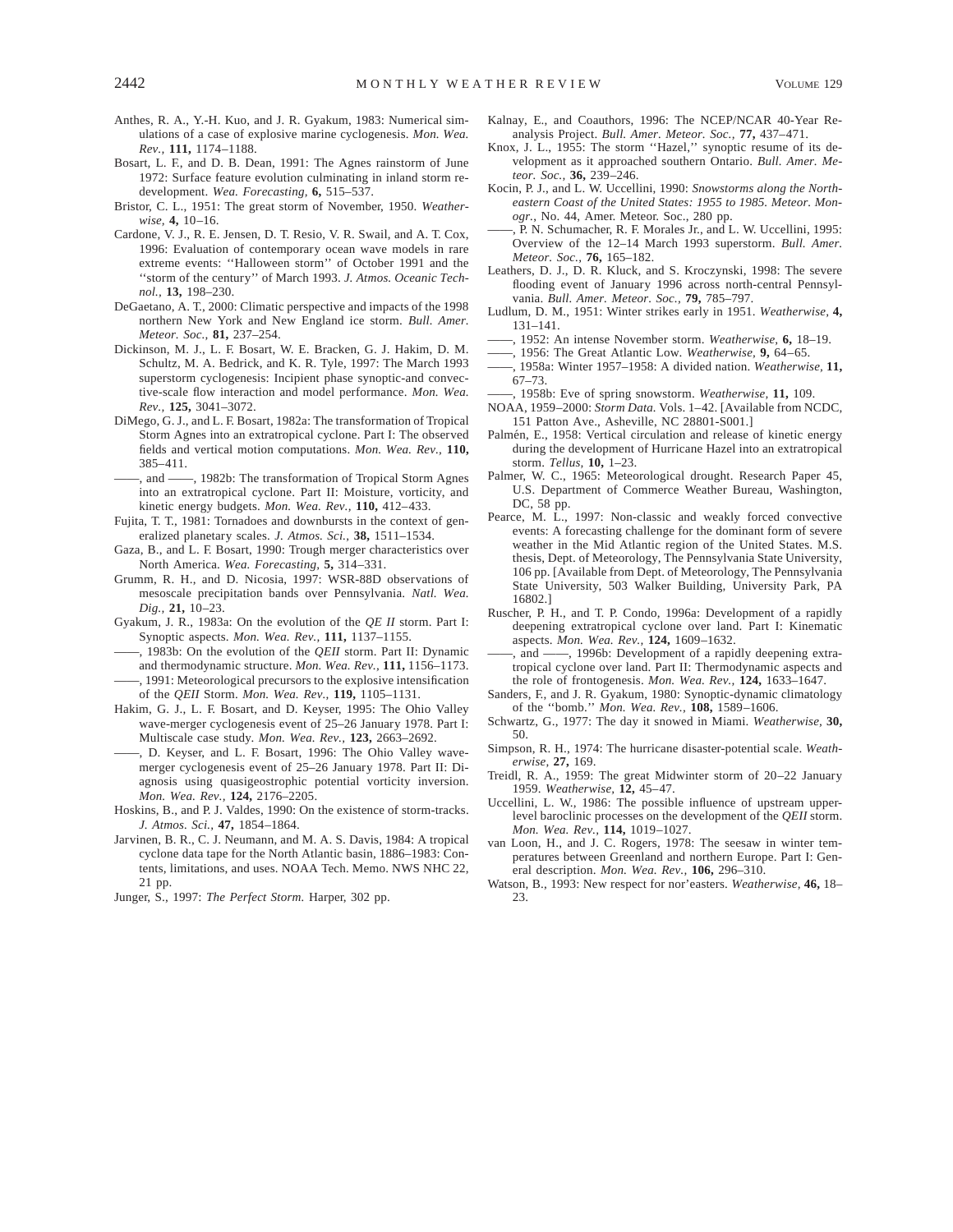Anthes, R. A., Y.-H. Kuo, and J. R. Gyakum, 1983: Numerical simulations of a case of explosive marine cyclogenesis. *Mon. Wea. Rev.,* **111,** 1174–1188.

Bosart, L. F., and D. B. Dean, 1991: The Agnes rainstorm of June 1972: Surface feature evolution culminating in inland storm redevelopment. *Wea. Forecasting,* **6,** 515–537.

Bristor, C. L., 1951: The great storm of November, 1950. *Weatherwise,* **4,** 10–16.

Cardone, V. J., R. E. Jensen, D. T. Resio, V. R. Swail, and A. T. Cox, 1996: Evaluation of contemporary ocean wave models in rare extreme events: ''Halloween storm'' of October 1991 and the ''storm of the century'' of March 1993. *J. Atmos. Oceanic Technol.,* **13,** 198–230.

DeGaetano, A. T., 2000: Climatic perspective and impacts of the 1998 northern New York and New England ice storm. *Bull. Amer. Meteor. Soc.,* **81,** 237–254.

Dickinson, M. J., L. F. Bosart, W. E. Bracken, G. J. Hakim, D. M. Schultz, M. A. Bedrick, and K. R. Tyle, 1997: The March 1993 superstorm cyclogenesis: Incipient phase synoptic-and convective-scale flow interaction and model performance. *Mon. Wea. Rev.,* **125,** 3041–3072.

DiMego, G. J., and L. F. Bosart, 1982a: The transformation of Tropical Storm Agnes into an extratropical cyclone. Part I: The observed fields and vertical motion computations. *Mon. Wea. Rev.,* **110,** 385–411.

——, and ——, 1982b: The transformation of Tropical Storm Agnes into an extratropical cyclone. Part II: Moisture, vorticity, and kinetic energy budgets. *Mon. Wea. Rev.,* **110,** 412–433.

Fujita, T. T., 1981: Tornadoes and downbursts in the context of generalized planetary scales. *J. Atmos. Sci.,* **38,** 1511–1534.

Gaza, B., and L. F. Bosart, 1990: Trough merger characteristics over North America. *Wea. Forecasting,* **5,** 314–331.

Grumm, R. H., and D. Nicosia, 1997: WSR-88D observations of mesoscale precipitation bands over Pennsylvania. *Natl. Wea. Dig.,* **21,** 10–23.

Gyakum, J. R., 1983a: On the evolution of the *QE II* storm. Part I: Synoptic aspects. *Mon. Wea. Rev.,* **111,** 1137–1155.

——, 1983b: On the evolution of the *QEII* storm. Part II: Dynamic and thermodynamic structure. *Mon. Wea. Rev.,* **111,** 1156–1173.

——, 1991: Meteorological precursors to the explosive intensification of the *QEII* Storm. *Mon. Wea. Rev.,* **119,** 1105–1131.

Hakim, G. J., L. F. Bosart, and D. Keyser, 1995: The Ohio Valley wave-merger cyclogenesis event of 25–26 January 1978. Part I: Multiscale case study. *Mon. Wea. Rev.,* **123,** 2663–2692.

——, D. Keyser, and L. F. Bosart, 1996: The Ohio Valley wave-merger cyclogenesis event of 25–26 January 1978. Part II: Diagnosis using quasigeostrophic potential vorticity inversion. *Mon. Wea. Rev.,* **124,** 2176–2205.

Hoskins, B., and P. J. Valdes, 1990: On the existence of storm-tracks. *J. Atmos. Sci.,* **47,** 1854–1864.

Jarvinen, B. R., C. J. Neumann, and M. A. S. Davis, 1984: A tropical cyclone data tape for the North Atlantic basin, 1886–1983: Contents, limitations, and uses. NOAA Tech. Memo. NWS NHC 22, 21 pp.

Junger, S., 1997: *The Perfect Storm.* Harper, 302 pp.

Kalnay, E., and Coauthors, 1996: The NCEP/NCAR 40-Year Reanalysis Project. *Bull. Amer. Meteor. Soc.,* **77,** 437–471.

Knox, J. L., 1955: The storm ''Hazel,'' synoptic resume of its development as it approached southern Ontario. *Bull. Amer. Meteor. Soc.,* **36,** 239–246.

Kocin, P. J., and L. W. Uccellini, 1990: *Snowstorms along the Northeastern Coast of the United States: 1955 to 1985. Meteor. Monogr.,* No. 44, Amer. Meteor. Soc., 280 pp.

——, P. N. Schumacher, R. F. Morales Jr., and L. W. Uccellini, 1995: Overview of the 12–14 March 1993 superstorm. *Bull. Amer. Meteor. Soc.,* **76,** 165–182.

Leathers, D. J., D. R. Kluck, and S. Kroczynski, 1998: The severe flooding event of January 1996 across north-central Pennsylvania. *Bull. Amer. Meteor. Soc.,* **79,** 785–797.

Ludlum, D. M., 1951: Winter strikes early in 1951. *Weatherwise,* **4,** 131–141.

——, 1952: An intense November storm. *Weatherwise,* **6,** 18–19.

——, 1956: The Great Atlantic Low. *Weatherwise,* **9,** 64–65.

——, 1958a: Winter 1957–1958: A divided nation. *Weatherwise,* **11,** 67–73.

——, 1958b: Eve of spring snowstorm. *Weatherwise,* **11,** 109.

NOAA, 1959–2000: *Storm Data.* Vols. 1–42. [Available from NCDC, 151 Patton Ave., Asheville, NC 28801-S001.]

Palmén, E., 1958: Vertical circulation and release of kinetic energy during the development of Hurricane Hazel into an extratropical storm. *Tellus,* **10,** 1–23.

Palmer, W. C., 1965: Meteorological drought. Research Paper 45, U.S. Department of Commerce Weather Bureau, Washington, DC, 58 pp.

Pearce, M. L., 1997: Non-classic and weakly forced convective events: A forecasting challenge for the dominant form of severe weather in the Mid Atlantic region of the United States. M.S. thesis, Dept. of Meteorology, The Pennsylvania State University, 106 pp. [Available from Dept. of Meteorology, The Pennsylvania State University, 503 Walker Building, University Park, PA 16802.]

Ruscher, P. H., and T. P. Condo, 1996a: Development of a rapidly deepening extratropical cyclone over land. Part I: Kinematic aspects. *Mon. Wea. Rev.,* **124,** 1609–1632.

——, and ——, 1996b: Development of a rapidly deepening extratropical cyclone over land. Part II: Thermodynamic aspects and the role of frontogenesis. *Mon. Wea. Rev.,* **124,** 1633–1647.

Sanders, F., and J. R. Gyakum, 1980: Synoptic-dynamic climatology of the ''bomb.'' *Mon. Wea. Rev.,* **108,** 1589–1606.

Schwartz, G., 1977: The day it snowed in Miami. *Weatherwise,* **30,** 50.

Simpson, R. H., 1974: The hurricane disaster-potential scale. *Weatherwise,* **27,** 169.

Treidl, R. A., 1959: The great Midwinter storm of 20–22 January 1959. *Weatherwise,* **12,** 45–47.

Uccellini, L. W., 1986: The possible influence of upstream upper-level baroclinic processes on the development of the *QEII* storm. *Mon. Wea. Rev.,* **114,** 1019–1027.

van Loon, H., and J. C. Rogers, 1978: The seesaw in winter temperatures between Greenland and northern Europe. Part I: General description. *Mon. Wea. Rev.,* **106,** 296–310.

Watson, B., 1993: New respect for nor'easters. *Weatherwise,* **46,** 18–23.